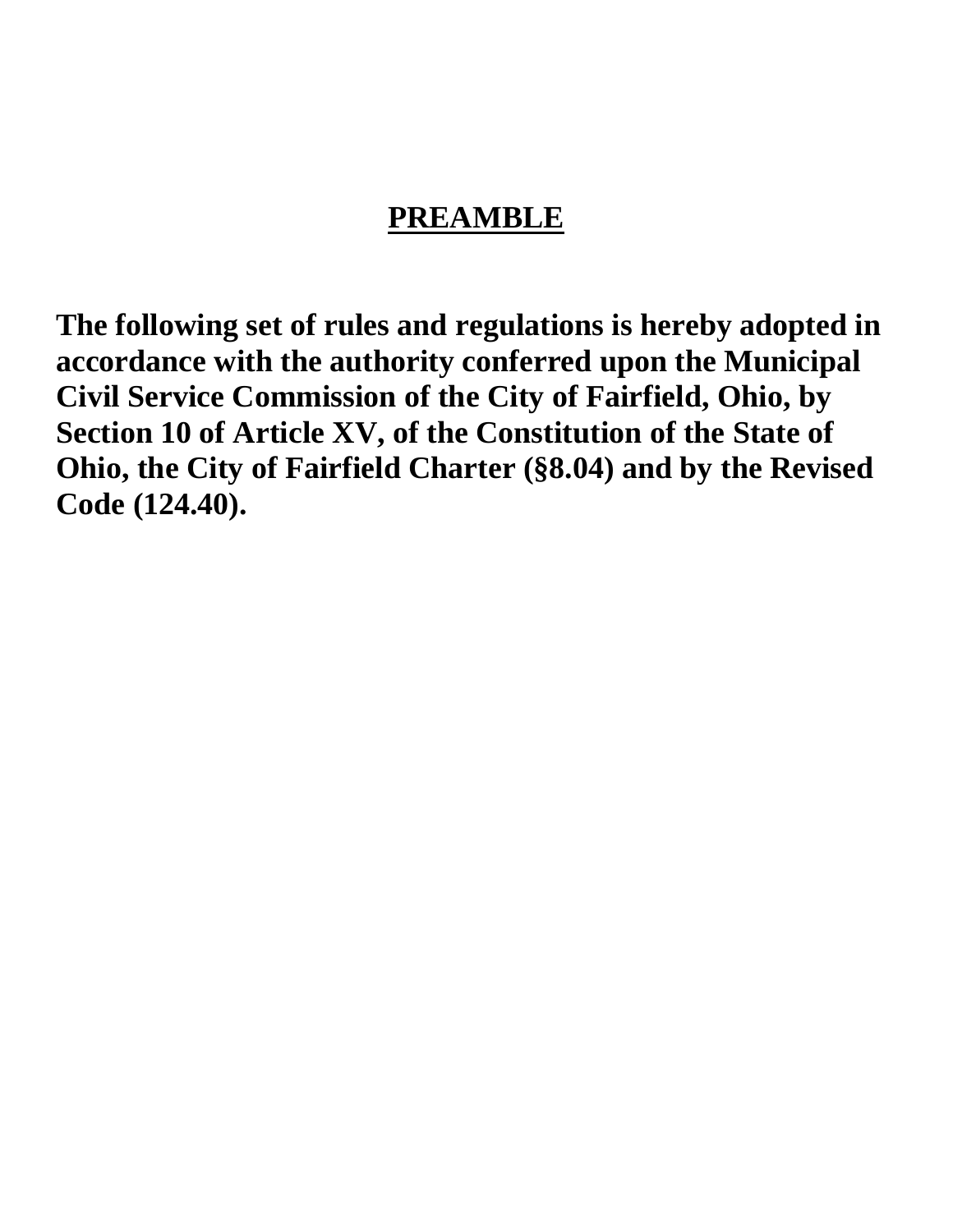# PREAMBLE

**The following set of rules and regulations is hereby adopted in accordance with the authority conferred upon the Municipal Civil Service Commission of the City of Fairfield, Ohio, by Section 10 of Article XV, of the Constitution of the State of Ohio, the City of Fairfield Charter (§8.04) and by the Revised Code (124.40).**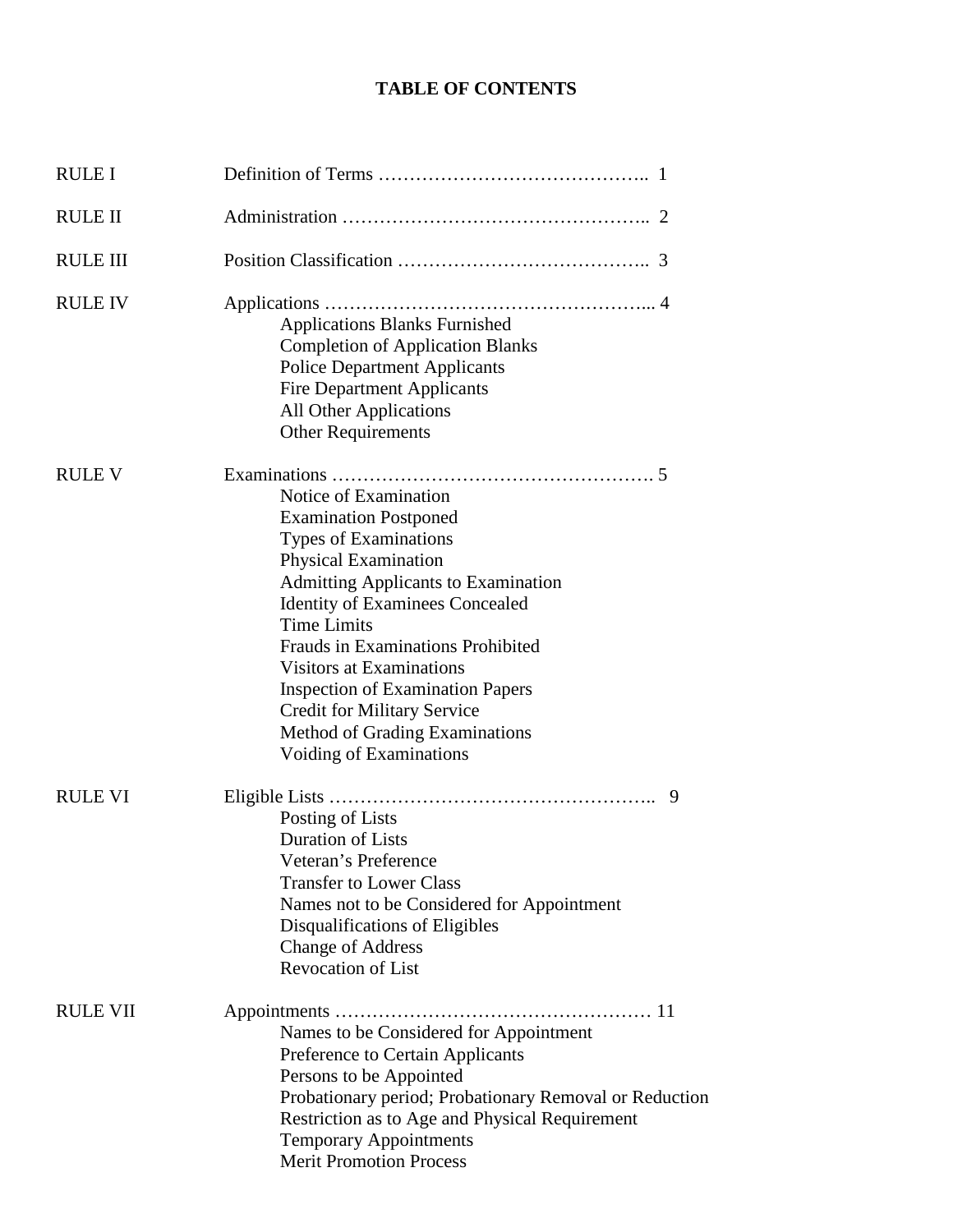# TABLE OF CONTENTS

RULE I — Definition of Terms …………………………………….. 1

RULE II — Administration ………………………………………….. 2

RULE III — Position Classification ……………………………….. 3

RULE IV — Applications …………………………………………….. 4

- Applications Blanks Furnished
- Completion of Application Blanks
- Police Department Applicants
- Fire Department Applicants
- All Other Applications
- Other Requirements

RULE V — Examinations ……………………………………………. 5

- Notice of Examination
- Examination Postponed
- Types of Examinations
- Physical Examination
- Admitting Applicants to Examination
- Identity of Examinees Concealed
- Time Limits
- Frauds in Examinations Prohibited
- Visitors at Examinations
- Inspection of Examination Papers
- Credit for Military Service
- Method of Grading Examinations
- Voiding of Examinations

RULE VI — Eligible Lists …………………………………………….. 9

- Posting of Lists
- Duration of Lists
- Veteran's Preference
- Transfer to Lower Class
- Names not to be Considered for Appointment
- Disqualifications of Eligibles
- Change of Address
- Revocation of List

RULE VII — Appointments …………………………………………… 11

- Names to be Considered for Appointment
- Preference to Certain Applicants
- Persons to be Appointed
- Probationary period; Probationary Removal or Reduction
- Restriction as to Age and Physical Requirement
- Temporary Appointments
- Merit Promotion Process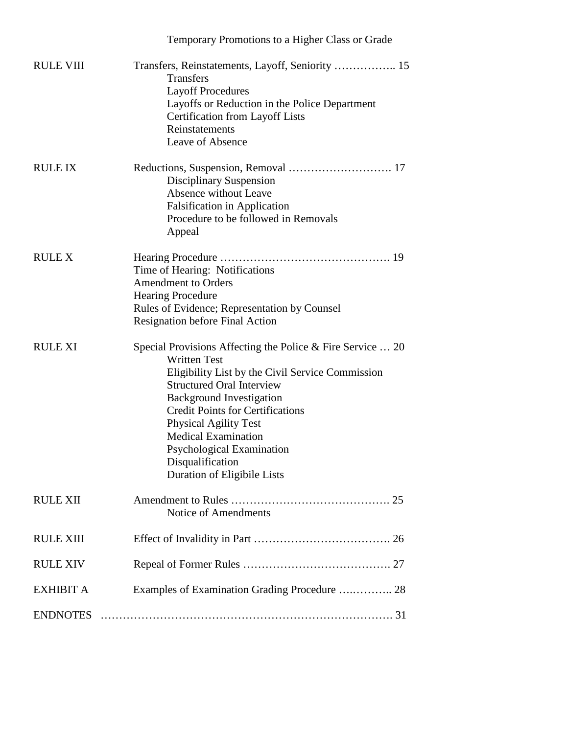Temporary Promotions to a Higher Class or Grade

| | |
|---|---|
| RULE VIII | Transfers, Reinstatements, Layoff, Seniority …………….. 15<br>Transfers<br>Layoff Procedures<br>Layoffs or Reduction in the Police Department<br>Certification from Layoff Lists<br>Reinstatements<br>Leave of Absence |
| RULE IX | Reductions, Suspension, Removal ………………………. 17<br>Disciplinary Suspension<br>Absence without Leave<br>Falsification in Application<br>Procedure to be followed in Removals<br>Appeal |
| RULE X | Hearing Procedure ………………………………………. 19<br>Time of Hearing: Notifications<br>Amendment to Orders<br>Hearing Procedure<br>Rules of Evidence; Representation by Counsel<br>Resignation before Final Action |
| RULE XI | Special Provisions Affecting the Police & Fire Service … 20<br>Written Test<br>Eligibility List by the Civil Service Commission<br>Structured Oral Interview<br>Background Investigation<br>Credit Points for Certifications<br>Physical Agility Test<br>Medical Examination<br>Psychological Examination<br>Disqualification<br>Duration of Eligibile Lists |
| RULE XII | Amendment to Rules ……………………………………. 25<br>Notice of Amendments |
| RULE XIII | Effect of Invalidity in Part ………………………………. 26 |
| RULE XIV | Repeal of Former Rules …………………………………. 27 |
| EXHIBIT A | Examples of Examination Grading Procedure ….……….. 28 |
| ENDNOTES | ………………………………………………………………. 31 |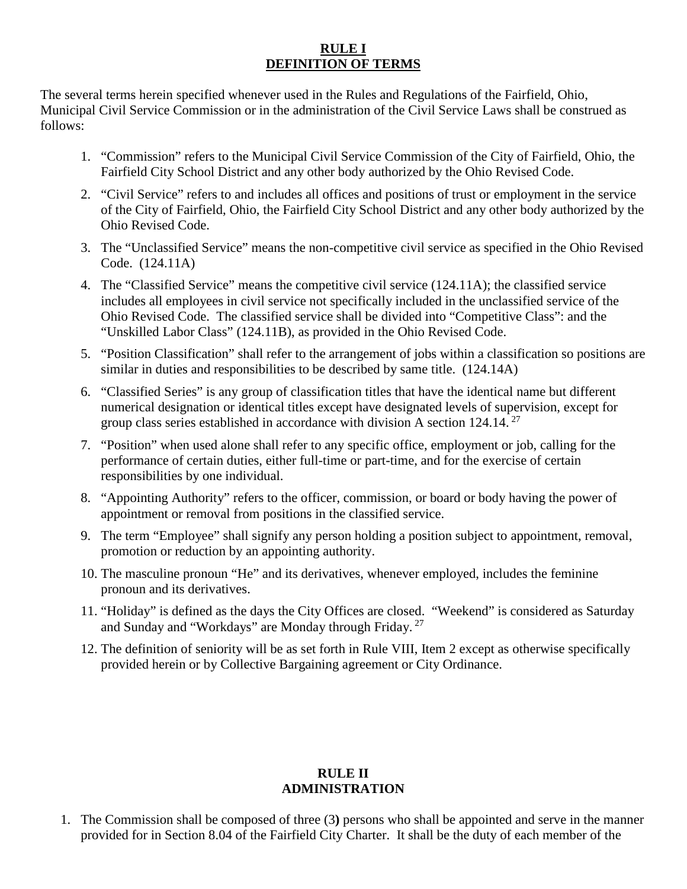# RULE I
# DEFINITION OF TERMS

The several terms herein specified whenever used in the Rules and Regulations of the Fairfield, Ohio, Municipal Civil Service Commission or in the administration of the Civil Service Laws shall be construed as follows:

1. "Commission" refers to the Municipal Civil Service Commission of the City of Fairfield, Ohio, the Fairfield City School District and any other body authorized by the Ohio Revised Code.
2. "Civil Service" refers to and includes all offices and positions of trust or employment in the service of the City of Fairfield, Ohio, the Fairfield City School District and any other body authorized by the Ohio Revised Code.
3. The "Unclassified Service" means the non-competitive civil service as specified in the Ohio Revised Code. (124.11A)
4. The "Classified Service" means the competitive civil service (124.11A); the classified service includes all employees in civil service not specifically included in the unclassified service of the Ohio Revised Code. The classified service shall be divided into "Competitive Class": and the "Unskilled Labor Class" (124.11B), as provided in the Ohio Revised Code.
5. "Position Classification" shall refer to the arrangement of jobs within a classification so positions are similar in duties and responsibilities to be described by same title. (124.14A)
6. "Classified Series" is any group of classification titles that have the identical name but different numerical designation or identical titles except have designated levels of supervision, except for group class series established in accordance with division A section 124.14. [27]
7. "Position" when used alone shall refer to any specific office, employment or job, calling for the performance of certain duties, either full-time or part-time, and for the exercise of certain responsibilities by one individual.
8. "Appointing Authority" refers to the officer, commission, or board or body having the power of appointment or removal from positions in the classified service.
9. The term "Employee" shall signify any person holding a position subject to appointment, removal, promotion or reduction by an appointing authority.
10. The masculine pronoun "He" and its derivatives, whenever employed, includes the feminine pronoun and its derivatives.
11. "Holiday" is defined as the days the City Offices are closed. "Weekend" is considered as Saturday and Sunday and "Workdays" are Monday through Friday. [27]
12. The definition of seniority will be as set forth in Rule VIII, Item 2 except as otherwise specifically provided herein or by Collective Bargaining agreement or City Ordinance.

# RULE II
# ADMINISTRATION

1. The Commission shall be composed of three (3**)** persons who shall be appointed and serve in the manner provided for in Section 8.04 of the Fairfield City Charter. It shall be the duty of each member of the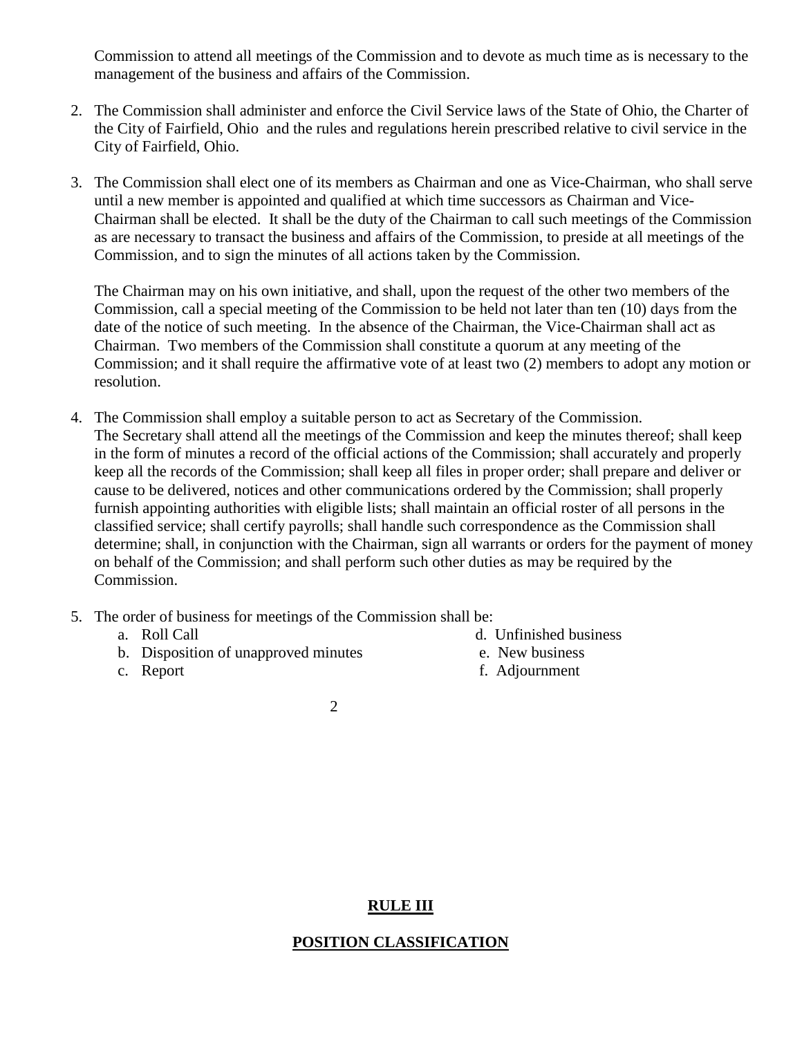Commission to attend all meetings of the Commission and to devote as much time as is necessary to the management of the business and affairs of the Commission.

2. The Commission shall administer and enforce the Civil Service laws of the State of Ohio, the Charter of the City of Fairfield, Ohio and the rules and regulations herein prescribed relative to civil service in the City of Fairfield, Ohio.

3. The Commission shall elect one of its members as Chairman and one as Vice-Chairman, who shall serve until a new member is appointed and qualified at which time successors as Chairman and Vice-Chairman shall be elected. It shall be the duty of the Chairman to call such meetings of the Commission as are necessary to transact the business and affairs of the Commission, to preside at all meetings of the Commission, and to sign the minutes of all actions taken by the Commission.

   The Chairman may on his own initiative, and shall, upon the request of the other two members of the Commission, call a special meeting of the Commission to be held not later than ten (10) days from the date of the notice of such meeting. In the absence of the Chairman, the Vice-Chairman shall act as Chairman. Two members of the Commission shall constitute a quorum at any meeting of the Commission; and it shall require the affirmative vote of at least two (2) members to adopt any motion or resolution.

4. The Commission shall employ a suitable person to act as Secretary of the Commission. The Secretary shall attend all the meetings of the Commission and keep the minutes thereof; shall keep in the form of minutes a record of the official actions of the Commission; shall accurately and properly keep all the records of the Commission; shall keep all files in proper order; shall prepare and deliver or cause to be delivered, notices and other communications ordered by the Commission; shall properly furnish appointing authorities with eligible lists; shall maintain an official roster of all persons in the classified service; shall certify payrolls; shall handle such correspondence as the Commission shall determine; shall, in conjunction with the Chairman, sign all warrants or orders for the payment of money on behalf of the Commission; and shall perform such other duties as may be required by the Commission.

5. The order of business for meetings of the Commission shall be:
   a. Roll Call
   b. Disposition of unapproved minutes
   c. Report
   d. Unfinished business
   e. New business
   f. Adjournment

## RULE III

## POSITION CLASSIFICATION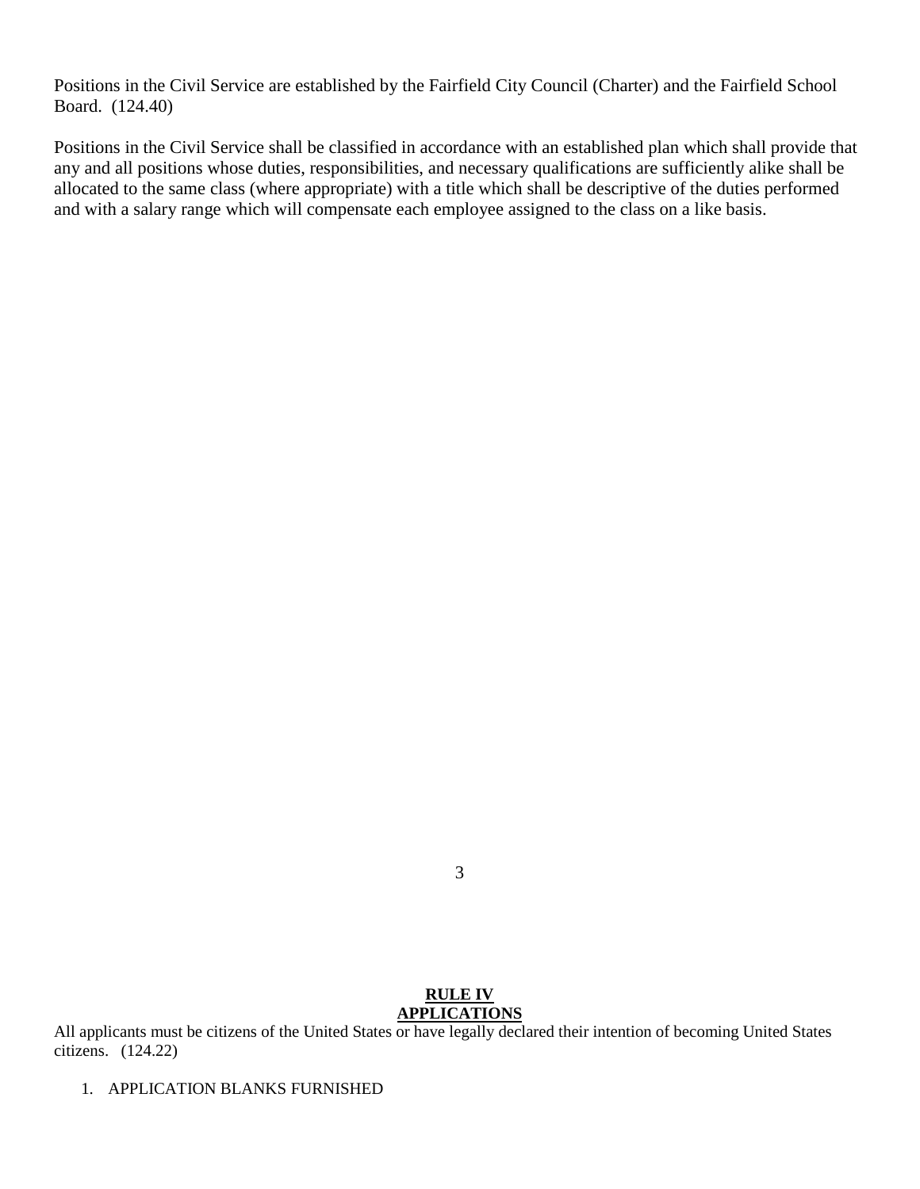Positions in the Civil Service are established by the Fairfield City Council (Charter) and the Fairfield School Board. (124.40)

Positions in the Civil Service shall be classified in accordance with an established plan which shall provide that any and all positions whose duties, responsibilities, and necessary qualifications are sufficiently alike shall be allocated to the same class (where appropriate) with a title which shall be descriptive of the duties performed and with a salary range which will compensate each employee assigned to the class on a like basis.

## RULE IV
## APPLICATIONS

All applicants must be citizens of the United States or have legally declared their intention of becoming United States citizens. (124.22)

1. APPLICATION BLANKS FURNISHED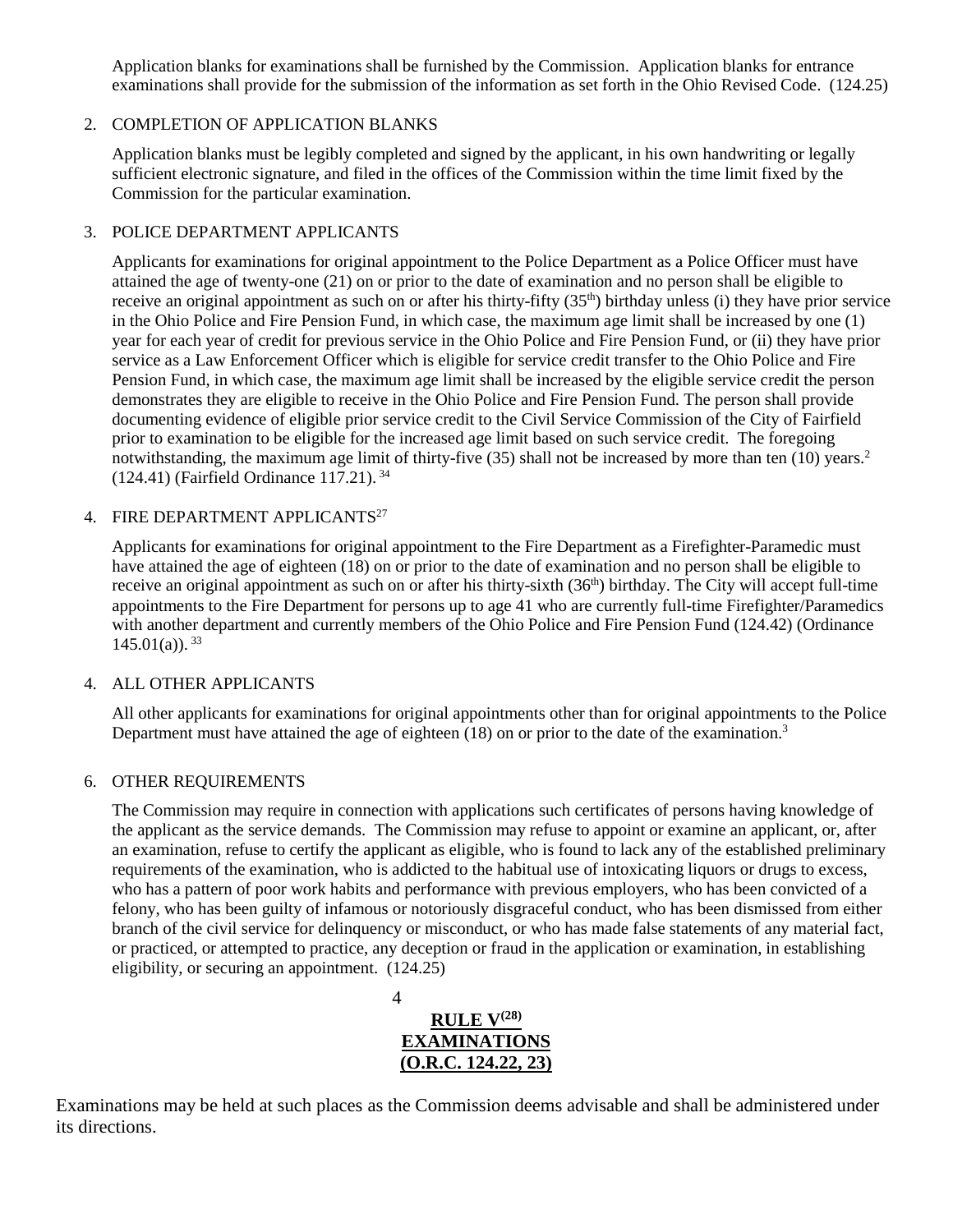Application blanks for examinations shall be furnished by the Commission. Application blanks for entrance examinations shall provide for the submission of the information as set forth in the Ohio Revised Code. (124.25)

2. COMPLETION OF APPLICATION BLANKS

Application blanks must be legibly completed and signed by the applicant, in his own handwriting or legally sufficient electronic signature, and filed in the offices of the Commission within the time limit fixed by the Commission for the particular examination.

3. POLICE DEPARTMENT APPLICANTS

Applicants for examinations for original appointment to the Police Department as a Police Officer must have attained the age of twenty-one (21) on or prior to the date of examination and no person shall be eligible to receive an original appointment as such on or after his thirty-fifty (35th) birthday unless (i) they have prior service in the Ohio Police and Fire Pension Fund, in which case, the maximum age limit shall be increased by one (1) year for each year of credit for previous service in the Ohio Police and Fire Pension Fund, or (ii) they have prior service as a Law Enforcement Officer which is eligible for service credit transfer to the Ohio Police and Fire Pension Fund, in which case, the maximum age limit shall be increased by the eligible service credit the person demonstrates they are eligible to receive in the Ohio Police and Fire Pension Fund. The person shall provide documenting evidence of eligible prior service credit to the Civil Service Commission of the City of Fairfield prior to examination to be eligible for the increased age limit based on such service credit. The foregoing notwithstanding, the maximum age limit of thirty-five (35) shall not be increased by more than ten (10) years.[2] (124.41) (Fairfield Ordinance 117.21).[34]

4. FIRE DEPARTMENT APPLICANTS[27]

Applicants for examinations for original appointment to the Fire Department as a Firefighter-Paramedic must have attained the age of eighteen (18) on or prior to the date of examination and no person shall be eligible to receive an original appointment as such on or after his thirty-sixth (36th) birthday. The City will accept full-time appointments to the Fire Department for persons up to age 41 who are currently full-time Firefighter/Paramedics with another department and currently members of the Ohio Police and Fire Pension Fund (124.42) (Ordinance 145.01(a)).[33]

4. ALL OTHER APPLICANTS

All other applicants for examinations for original appointments other than for original appointments to the Police Department must have attained the age of eighteen (18) on or prior to the date of the examination.[3]

6. OTHER REQUIREMENTS

The Commission may require in connection with applications such certificates of persons having knowledge of the applicant as the service demands. The Commission may refuse to appoint or examine an applicant, or, after an examination, refuse to certify the applicant as eligible, who is found to lack any of the established preliminary requirements of the examination, who is addicted to the habitual use of intoxicating liquors or drugs to excess, who has a pattern of poor work habits and performance with previous employers, who has been convicted of a felony, who has been guilty of infamous or notoriously disgraceful conduct, who has been dismissed from either branch of the civil service for delinquency or misconduct, or who has made false statements of any material fact, or practiced, or attempted to practice, any deception or fraud in the application or examination, in establishing eligibility, or securing an appointment. (124.25)

## RULE V[28]
## EXAMINATIONS
## (O.R.C. 124.22, 23)

Examinations may be held at such places as the Commission deems advisable and shall be administered under its directions.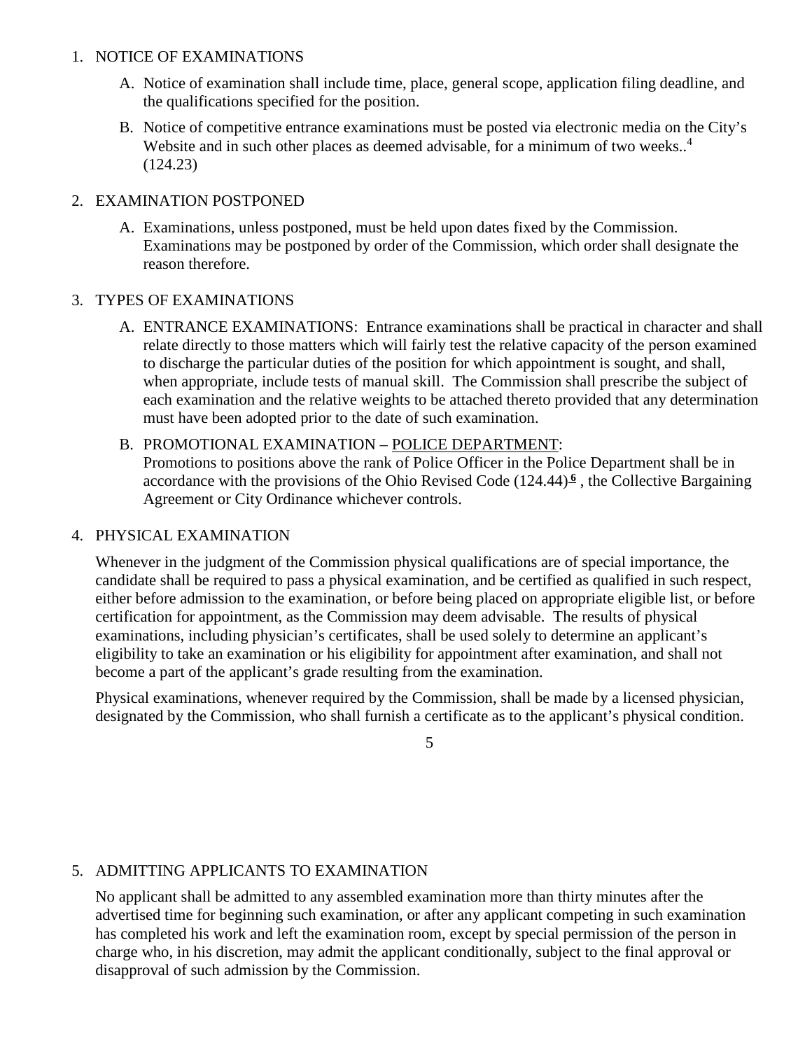1. NOTICE OF EXAMINATIONS

   A. Notice of examination shall include time, place, general scope, application filing deadline, and the qualifications specified for the position.

   B. Notice of competitive entrance examinations must be posted via electronic media on the City's Website and in such other places as deemed advisable, for a minimum of two weeks..[4] (124.23)

2. EXAMINATION POSTPONED

   A. Examinations, unless postponed, must be held upon dates fixed by the Commission. Examinations may be postponed by order of the Commission, which order shall designate the reason therefore.

3. TYPES OF EXAMINATIONS

   A. ENTRANCE EXAMINATIONS: Entrance examinations shall be practical in character and shall relate directly to those matters which will fairly test the relative capacity of the person examined to discharge the particular duties of the position for which appointment is sought, and shall, when appropriate, include tests of manual skill. The Commission shall prescribe the subject of each examination and the relative weights to be attached thereto provided that any determination must have been adopted prior to the date of such examination.

   B. PROMOTIONAL EXAMINATION – POLICE DEPARTMENT: Promotions to positions above the rank of Police Officer in the Police Department shall be in accordance with the provisions of the Ohio Revised Code (124.44)[6] , the Collective Bargaining Agreement or City Ordinance whichever controls.

4. PHYSICAL EXAMINATION

   Whenever in the judgment of the Commission physical qualifications are of special importance, the candidate shall be required to pass a physical examination, and be certified as qualified in such respect, either before admission to the examination, or before being placed on appropriate eligible list, or before certification for appointment, as the Commission may deem advisable. The results of physical examinations, including physician's certificates, shall be used solely to determine an applicant's eligibility to take an examination or his eligibility for appointment after examination, and shall not become a part of the applicant's grade resulting from the examination.

   Physical examinations, whenever required by the Commission, shall be made by a licensed physician, designated by the Commission, who shall furnish a certificate as to the applicant's physical condition.

5. ADMITTING APPLICANTS TO EXAMINATION

   No applicant shall be admitted to any assembled examination more than thirty minutes after the advertised time for beginning such examination, or after any applicant competing in such examination has completed his work and left the examination room, except by special permission of the person in charge who, in his discretion, may admit the applicant conditionally, subject to the final approval or disapproval of such admission by the Commission.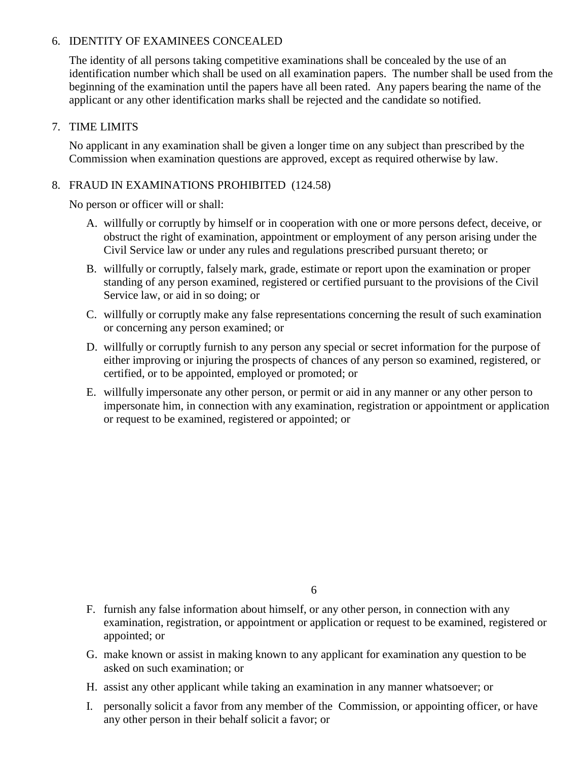6. IDENTITY OF EXAMINEES CONCEALED

   The identity of all persons taking competitive examinations shall be concealed by the use of an identification number which shall be used on all examination papers. The number shall be used from the beginning of the examination until the papers have all been rated. Any papers bearing the name of the applicant or any other identification marks shall be rejected and the candidate so notified.

7. TIME LIMITS

   No applicant in any examination shall be given a longer time on any subject than prescribed by the Commission when examination questions are approved, except as required otherwise by law.

8. FRAUD IN EXAMINATIONS PROHIBITED (124.58)

   No person or officer will or shall:

   A. willfully or corruptly by himself or in cooperation with one or more persons defect, deceive, or obstruct the right of examination, appointment or employment of any person arising under the Civil Service law or under any rules and regulations prescribed pursuant thereto; or

   B. willfully or corruptly, falsely mark, grade, estimate or report upon the examination or proper standing of any person examined, registered or certified pursuant to the provisions of the Civil Service law, or aid in so doing; or

   C. willfully or corruptly make any false representations concerning the result of such examination or concerning any person examined; or

   D. willfully or corruptly furnish to any person any special or secret information for the purpose of either improving or injuring the prospects of chances of any person so examined, registered, or certified, or to be appointed, employed or promoted; or

   E. willfully impersonate any other person, or permit or aid in any manner or any other person to impersonate him, in connection with any examination, registration or appointment or application or request to be examined, registered or appointed; or

   F. furnish any false information about himself, or any other person, in connection with any examination, registration, or appointment or application or request to be examined, registered or appointed; or

   G. make known or assist in making known to any applicant for examination any question to be asked on such examination; or

   H. assist any other applicant while taking an examination in any manner whatsoever; or

   I. personally solicit a favor from any member of the Commission, or appointing officer, or have any other person in their behalf solicit a favor; or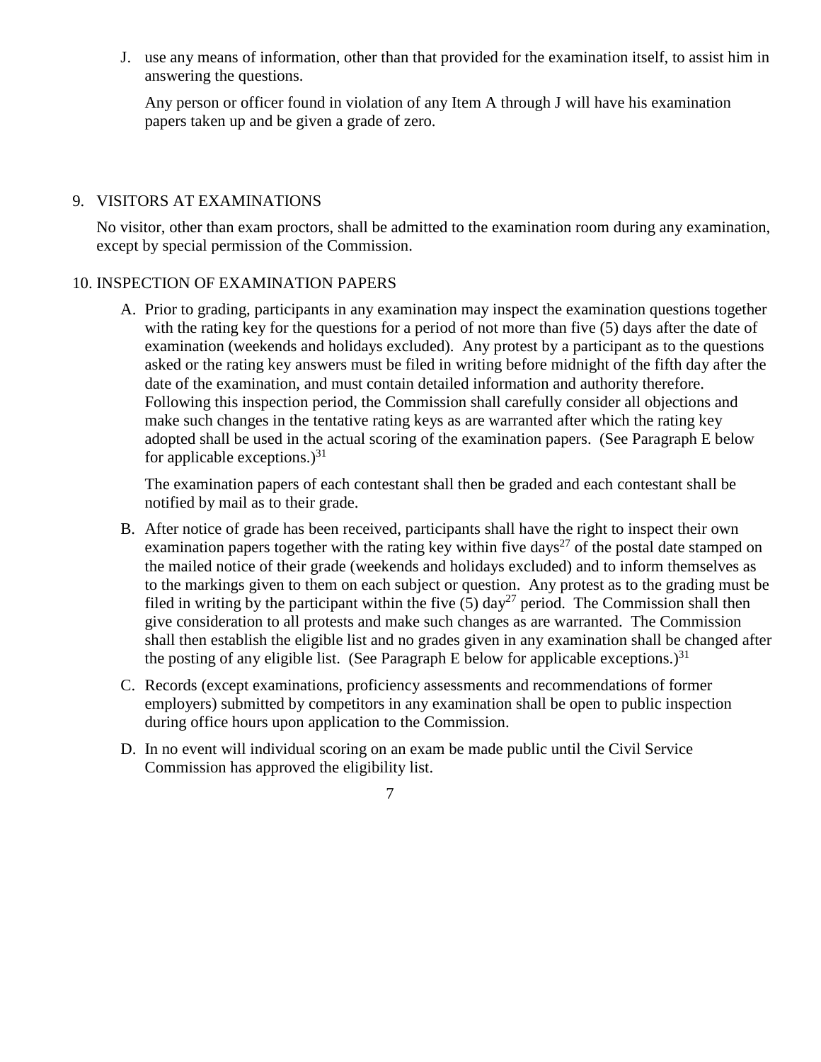J. use any means of information, other than that provided for the examination itself, to assist him in answering the questions.

   Any person or officer found in violation of any Item A through J will have his examination papers taken up and be given a grade of zero.

## 9. VISITORS AT EXAMINATIONS

No visitor, other than exam proctors, shall be admitted to the examination room during any examination, except by special permission of the Commission.

## 10. INSPECTION OF EXAMINATION PAPERS

A. Prior to grading, participants in any examination may inspect the examination questions together with the rating key for the questions for a period of not more than five (5) days after the date of examination (weekends and holidays excluded). Any protest by a participant as to the questions asked or the rating key answers must be filed in writing before midnight of the fifth day after the date of the examination, and must contain detailed information and authority therefore. Following this inspection period, the Commission shall carefully consider all objections and make such changes in the tentative rating keys as are warranted after which the rating key adopted shall be used in the actual scoring of the examination papers. (See Paragraph E below for applicable exceptions.)[31]

   The examination papers of each contestant shall then be graded and each contestant shall be notified by mail as to their grade.

B. After notice of grade has been received, participants shall have the right to inspect their own examination papers together with the rating key within five days[27] of the postal date stamped on the mailed notice of their grade (weekends and holidays excluded) and to inform themselves as to the markings given to them on each subject or question. Any protest as to the grading must be filed in writing by the participant within the five (5) day[27] period. The Commission shall then give consideration to all protests and make such changes as are warranted. The Commission shall then establish the eligible list and no grades given in any examination shall be changed after the posting of any eligible list. (See Paragraph E below for applicable exceptions.)[31]

C. Records (except examinations, proficiency assessments and recommendations of former employers) submitted by competitors in any examination shall be open to public inspection during office hours upon application to the Commission.

D. In no event will individual scoring on an exam be made public until the Civil Service Commission has approved the eligibility list.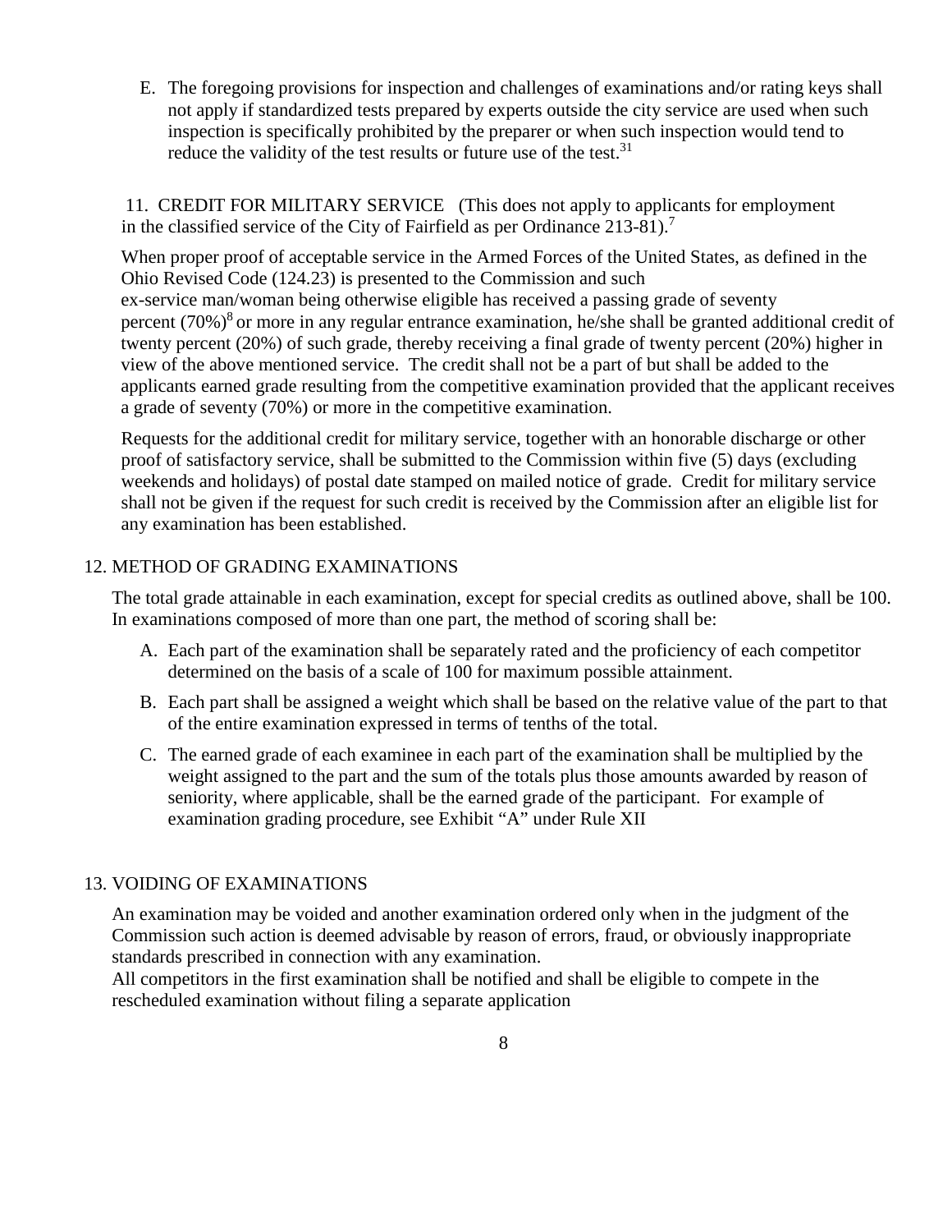E. The foregoing provisions for inspection and challenges of examinations and/or rating keys shall not apply if standardized tests prepared by experts outside the city service are used when such inspection is specifically prohibited by the preparer or when such inspection would tend to reduce the validity of the test results or future use of the test.[31]

## 11. CREDIT FOR MILITARY SERVICE (This does not apply to applicants for employment in the classified service of the City of Fairfield as per Ordinance 213-81).[7]

When proper proof of acceptable service in the Armed Forces of the United States, as defined in the Ohio Revised Code (124.23) is presented to the Commission and such ex-service man/woman being otherwise eligible has received a passing grade of seventy percent (70%)[8] or more in any regular entrance examination, he/she shall be granted additional credit of twenty percent (20%) of such grade, thereby receiving a final grade of twenty percent (20%) higher in view of the above mentioned service. The credit shall not be a part of but shall be added to the applicants earned grade resulting from the competitive examination provided that the applicant receives a grade of seventy (70%) or more in the competitive examination.

Requests for the additional credit for military service, together with an honorable discharge or other proof of satisfactory service, shall be submitted to the Commission within five (5) days (excluding weekends and holidays) of postal date stamped on mailed notice of grade. Credit for military service shall not be given if the request for such credit is received by the Commission after an eligible list for any examination has been established.

## 12. METHOD OF GRADING EXAMINATIONS

The total grade attainable in each examination, except for special credits as outlined above, shall be 100. In examinations composed of more than one part, the method of scoring shall be:

A. Each part of the examination shall be separately rated and the proficiency of each competitor determined on the basis of a scale of 100 for maximum possible attainment.

B. Each part shall be assigned a weight which shall be based on the relative value of the part to that of the entire examination expressed in terms of tenths of the total.

C. The earned grade of each examinee in each part of the examination shall be multiplied by the weight assigned to the part and the sum of the totals plus those amounts awarded by reason of seniority, where applicable, shall be the earned grade of the participant. For example of examination grading procedure, see Exhibit "A" under Rule XII

## 13. VOIDING OF EXAMINATIONS

An examination may be voided and another examination ordered only when in the judgment of the Commission such action is deemed advisable by reason of errors, fraud, or obviously inappropriate standards prescribed in connection with any examination.

All competitors in the first examination shall be notified and shall be eligible to compete in the rescheduled examination without filing a separate application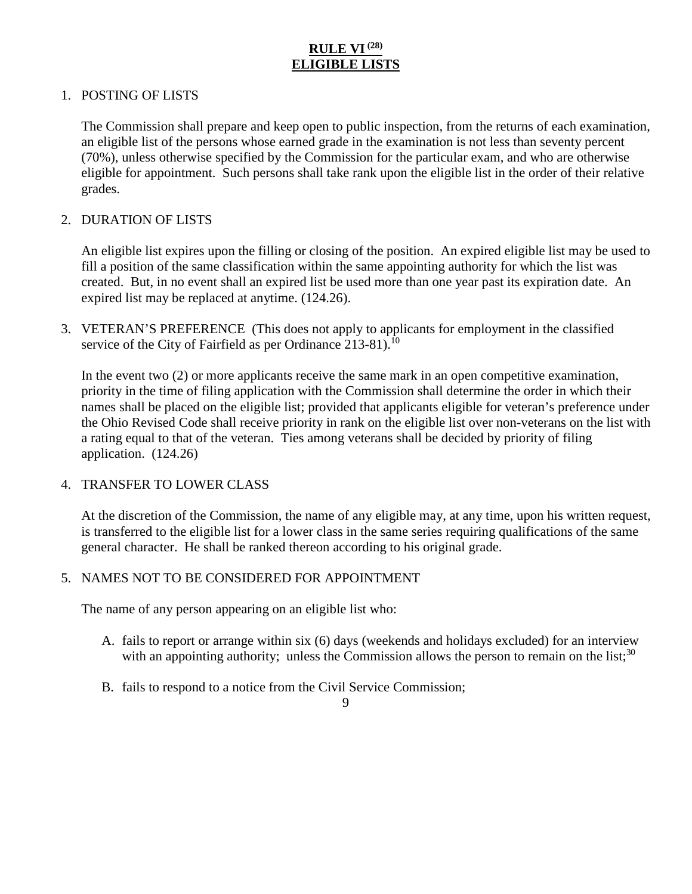# RULE VI [28]
# ELIGIBLE LISTS

1. POSTING OF LISTS

   The Commission shall prepare and keep open to public inspection, from the returns of each examination, an eligible list of the persons whose earned grade in the examination is not less than seventy percent (70%), unless otherwise specified by the Commission for the particular exam, and who are otherwise eligible for appointment. Such persons shall take rank upon the eligible list in the order of their relative grades.

2. DURATION OF LISTS

   An eligible list expires upon the filling or closing of the position. An expired eligible list may be used to fill a position of the same classification within the same appointing authority for which the list was created. But, in no event shall an expired list be used more than one year past its expiration date. An expired list may be replaced at anytime. (124.26).

3. VETERAN'S PREFERENCE (This does not apply to applicants for employment in the classified service of the City of Fairfield as per Ordinance 213-81).[10]

   In the event two (2) or more applicants receive the same mark in an open competitive examination, priority in the time of filing application with the Commission shall determine the order in which their names shall be placed on the eligible list; provided that applicants eligible for veteran's preference under the Ohio Revised Code shall receive priority in rank on the eligible list over non-veterans on the list with a rating equal to that of the veteran. Ties among veterans shall be decided by priority of filing application. (124.26)

4. TRANSFER TO LOWER CLASS

   At the discretion of the Commission, the name of any eligible may, at any time, upon his written request, is transferred to the eligible list for a lower class in the same series requiring qualifications of the same general character. He shall be ranked thereon according to his original grade.

5. NAMES NOT TO BE CONSIDERED FOR APPOINTMENT

   The name of any person appearing on an eligible list who:

   A. fails to report or arrange within six (6) days (weekends and holidays excluded) for an interview with an appointing authority; unless the Commission allows the person to remain on the list;[30]

   B. fails to respond to a notice from the Civil Service Commission;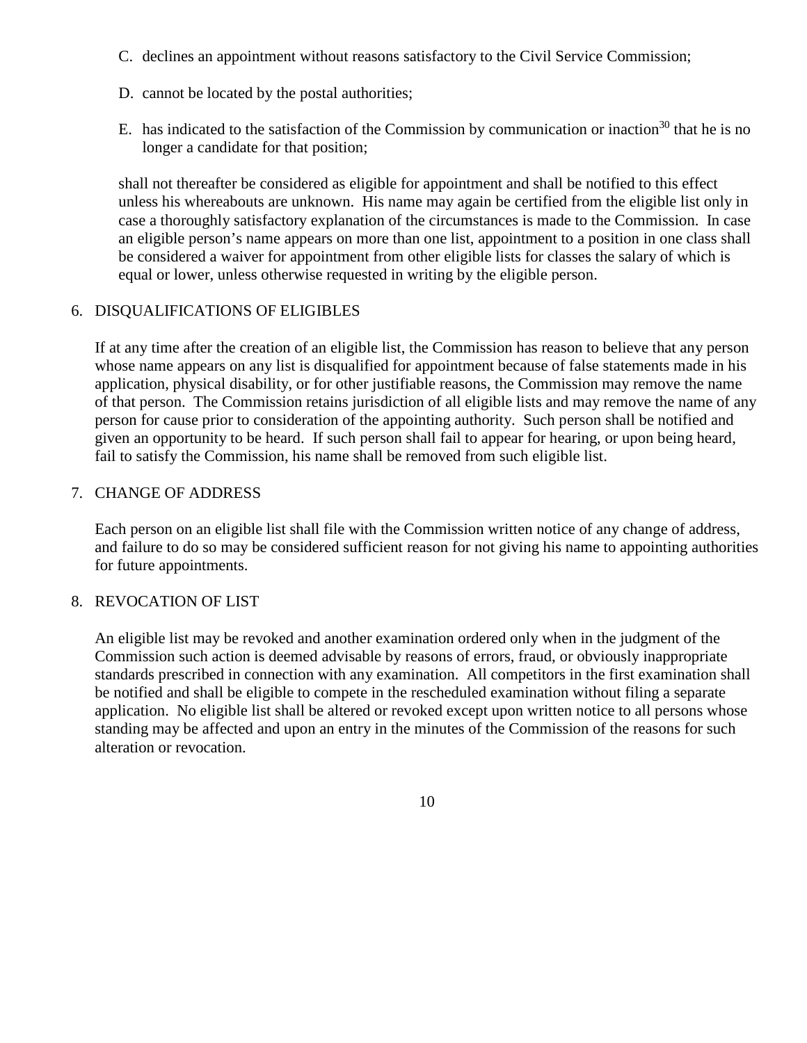C. declines an appointment without reasons satisfactory to the Civil Service Commission;

D. cannot be located by the postal authorities;

E. has indicated to the satisfaction of the Commission by communication or inaction[30] that he is no longer a candidate for that position;

shall not thereafter be considered as eligible for appointment and shall be notified to this effect unless his whereabouts are unknown. His name may again be certified from the eligible list only in case a thoroughly satisfactory explanation of the circumstances is made to the Commission. In case an eligible person's name appears on more than one list, appointment to a position in one class shall be considered a waiver for appointment from other eligible lists for classes the salary of which is equal or lower, unless otherwise requested in writing by the eligible person.

6. DISQUALIFICATIONS OF ELIGIBLES

If at any time after the creation of an eligible list, the Commission has reason to believe that any person whose name appears on any list is disqualified for appointment because of false statements made in his application, physical disability, or for other justifiable reasons, the Commission may remove the name of that person. The Commission retains jurisdiction of all eligible lists and may remove the name of any person for cause prior to consideration of the appointing authority. Such person shall be notified and given an opportunity to be heard. If such person shall fail to appear for hearing, or upon being heard, fail to satisfy the Commission, his name shall be removed from such eligible list.

7. CHANGE OF ADDRESS

Each person on an eligible list shall file with the Commission written notice of any change of address, and failure to do so may be considered sufficient reason for not giving his name to appointing authorities for future appointments.

8. REVOCATION OF LIST

An eligible list may be revoked and another examination ordered only when in the judgment of the Commission such action is deemed advisable by reasons of errors, fraud, or obviously inappropriate standards prescribed in connection with any examination. All competitors in the first examination shall be notified and shall be eligible to compete in the rescheduled examination without filing a separate application. No eligible list shall be altered or revoked except upon written notice to all persons whose standing may be affected and upon an entry in the minutes of the Commission of the reasons for such alteration or revocation.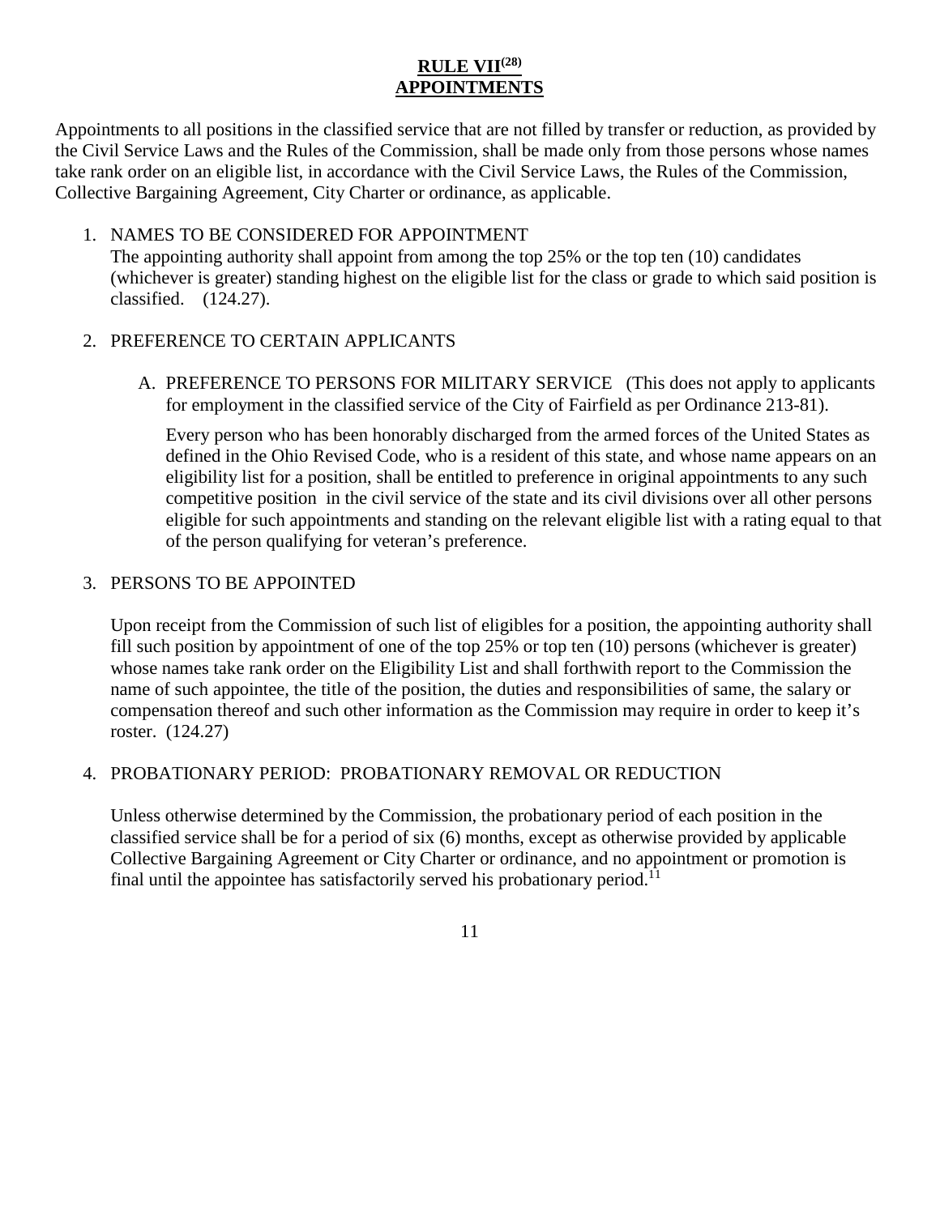# **RULE VII[28]**
# **APPOINTMENTS**

Appointments to all positions in the classified service that are not filled by transfer or reduction, as provided by the Civil Service Laws and the Rules of the Commission, shall be made only from those persons whose names take rank order on an eligible list, in accordance with the Civil Service Laws, the Rules of the Commission, Collective Bargaining Agreement, City Charter or ordinance, as applicable.

1. NAMES TO BE CONSIDERED FOR APPOINTMENT
   The appointing authority shall appoint from among the top 25% or the top ten (10) candidates (whichever is greater) standing highest on the eligible list for the class or grade to which said position is classified. (124.27).

2. PREFERENCE TO CERTAIN APPLICANTS

   A. PREFERENCE TO PERSONS FOR MILITARY SERVICE (This does not apply to applicants for employment in the classified service of the City of Fairfield as per Ordinance 213-81).

      Every person who has been honorably discharged from the armed forces of the United States as defined in the Ohio Revised Code, who is a resident of this state, and whose name appears on an eligibility list for a position, shall be entitled to preference in original appointments to any such competitive position in the civil service of the state and its civil divisions over all other persons eligible for such appointments and standing on the relevant eligible list with a rating equal to that of the person qualifying for veteran's preference.

3. PERSONS TO BE APPOINTED

   Upon receipt from the Commission of such list of eligibles for a position, the appointing authority shall fill such position by appointment of one of the top 25% or top ten (10) persons (whichever is greater) whose names take rank order on the Eligibility List and shall forthwith report to the Commission the name of such appointee, the title of the position, the duties and responsibilities of same, the salary or compensation thereof and such other information as the Commission may require in order to keep it's roster. (124.27)

4. PROBATIONARY PERIOD: PROBATIONARY REMOVAL OR REDUCTION

   Unless otherwise determined by the Commission, the probationary period of each position in the classified service shall be for a period of six (6) months, except as otherwise provided by applicable Collective Bargaining Agreement or City Charter or ordinance, and no appointment or promotion is final until the appointee has satisfactorily served his probationary period.[11]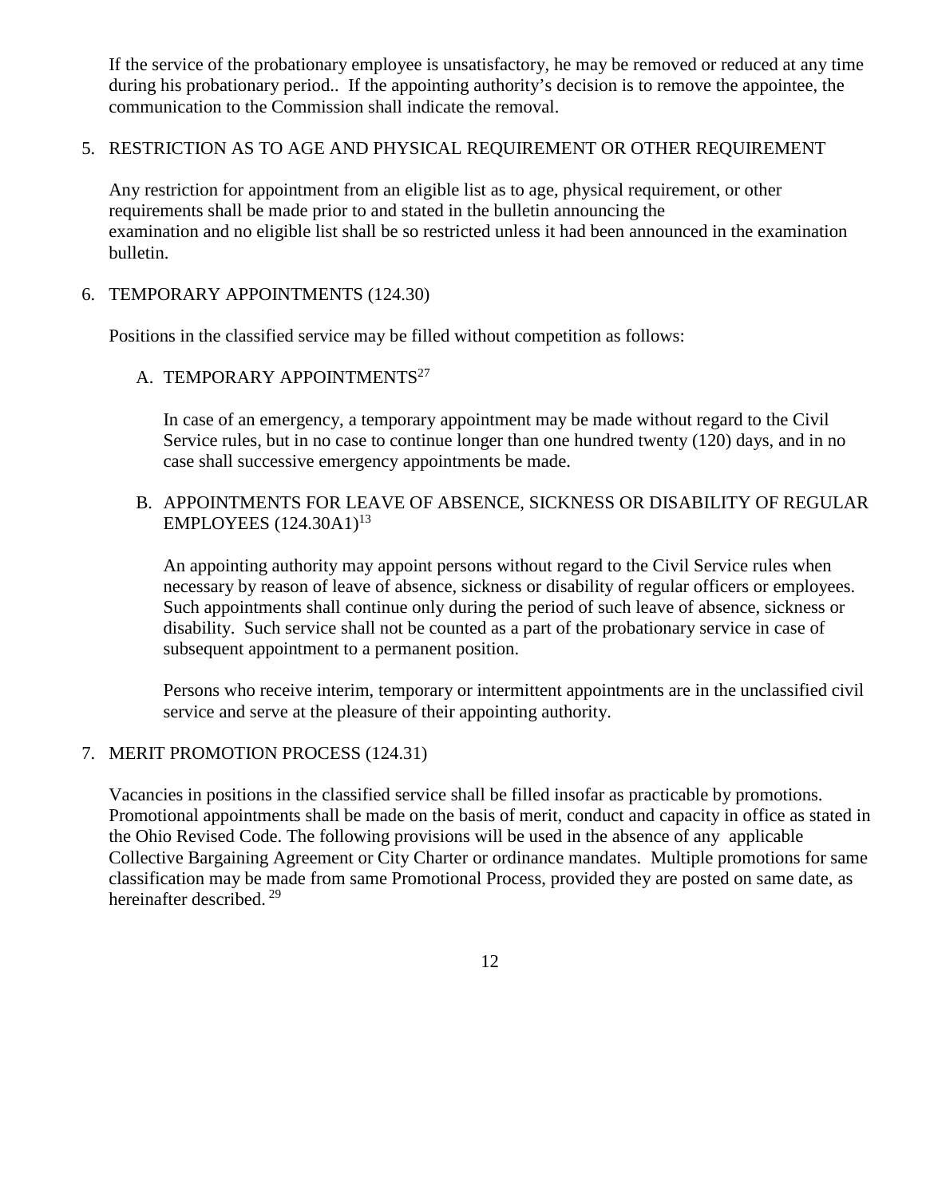If the service of the probationary employee is unsatisfactory, he may be removed or reduced at any time during his probationary period.. If the appointing authority's decision is to remove the appointee, the communication to the Commission shall indicate the removal.

5. RESTRICTION AS TO AGE AND PHYSICAL REQUIREMENT OR OTHER REQUIREMENT

   Any restriction for appointment from an eligible list as to age, physical requirement, or other requirements shall be made prior to and stated in the bulletin announcing the examination and no eligible list shall be so restricted unless it had been announced in the examination bulletin.

6. TEMPORARY APPOINTMENTS (124.30)

   Positions in the classified service may be filled without competition as follows:

   A. TEMPORARY APPOINTMENTS[27]

      In case of an emergency, a temporary appointment may be made without regard to the Civil Service rules, but in no case to continue longer than one hundred twenty (120) days, and in no case shall successive emergency appointments be made.

   B. APPOINTMENTS FOR LEAVE OF ABSENCE, SICKNESS OR DISABILITY OF REGULAR EMPLOYEES (124.30A1)[13]

      An appointing authority may appoint persons without regard to the Civil Service rules when necessary by reason of leave of absence, sickness or disability of regular officers or employees. Such appointments shall continue only during the period of such leave of absence, sickness or disability. Such service shall not be counted as a part of the probationary service in case of subsequent appointment to a permanent position.

      Persons who receive interim, temporary or intermittent appointments are in the unclassified civil service and serve at the pleasure of their appointing authority.

7. MERIT PROMOTION PROCESS (124.31)

   Vacancies in positions in the classified service shall be filled insofar as practicable by promotions. Promotional appointments shall be made on the basis of merit, conduct and capacity in office as stated in the Ohio Revised Code. The following provisions will be used in the absence of any applicable Collective Bargaining Agreement or City Charter or ordinance mandates. Multiple promotions for same classification may be made from same Promotional Process, provided they are posted on same date, as hereinafter described.[29]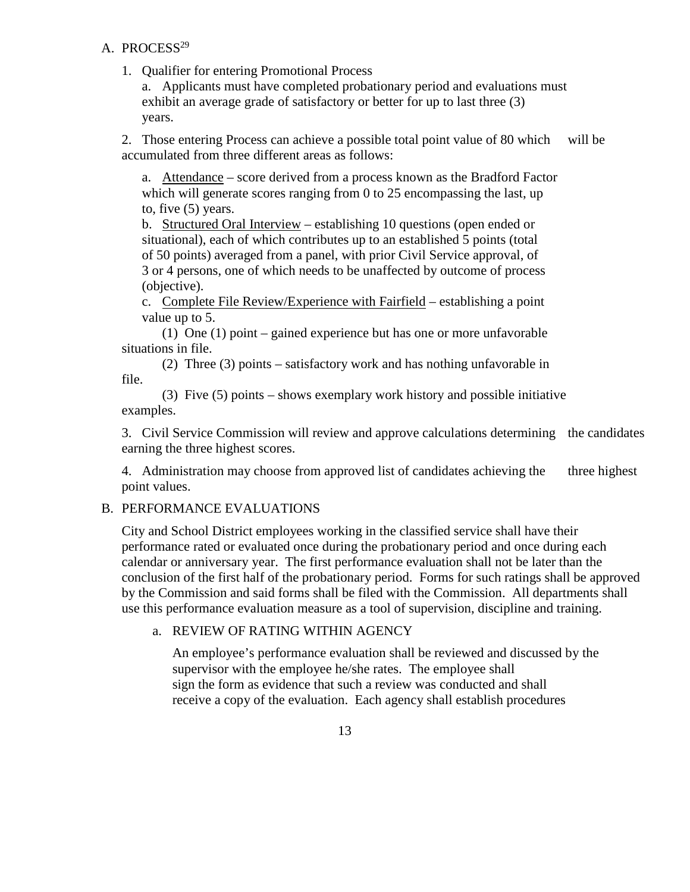## A. PROCESS[29]

1. Qualifier for entering Promotional Process

   a. Applicants must have completed probationary period and evaluations must exhibit an average grade of satisfactory or better for up to last three (3) years.

2. Those entering Process can achieve a possible total point value of 80 which will be accumulated from three different areas as follows:

   a. Attendance – score derived from a process known as the Bradford Factor which will generate scores ranging from 0 to 25 encompassing the last, up to, five (5) years.

   b. Structured Oral Interview – establishing 10 questions (open ended or situational), each of which contributes up to an established 5 points (total of 50 points) averaged from a panel, with prior Civil Service approval, of 3 or 4 persons, one of which needs to be unaffected by outcome of process (objective).

   c. Complete File Review/Experience with Fairfield – establishing a point value up to 5.

      (1) One (1) point – gained experience but has one or more unfavorable situations in file.

      (2) Three (3) points – satisfactory work and has nothing unfavorable in file.

      (3) Five (5) points – shows exemplary work history and possible initiative examples.

3. Civil Service Commission will review and approve calculations determining the candidates earning the three highest scores.

4. Administration may choose from approved list of candidates achieving the three highest point values.

## B. PERFORMANCE EVALUATIONS

City and School District employees working in the classified service shall have their performance rated or evaluated once during the probationary period and once during each calendar or anniversary year. The first performance evaluation shall not be later than the conclusion of the first half of the probationary period. Forms for such ratings shall be approved by the Commission and said forms shall be filed with the Commission. All departments shall use this performance evaluation measure as a tool of supervision, discipline and training.

### a. REVIEW OF RATING WITHIN AGENCY

An employee's performance evaluation shall be reviewed and discussed by the supervisor with the employee he/she rates. The employee shall sign the form as evidence that such a review was conducted and shall receive a copy of the evaluation. Each agency shall establish procedures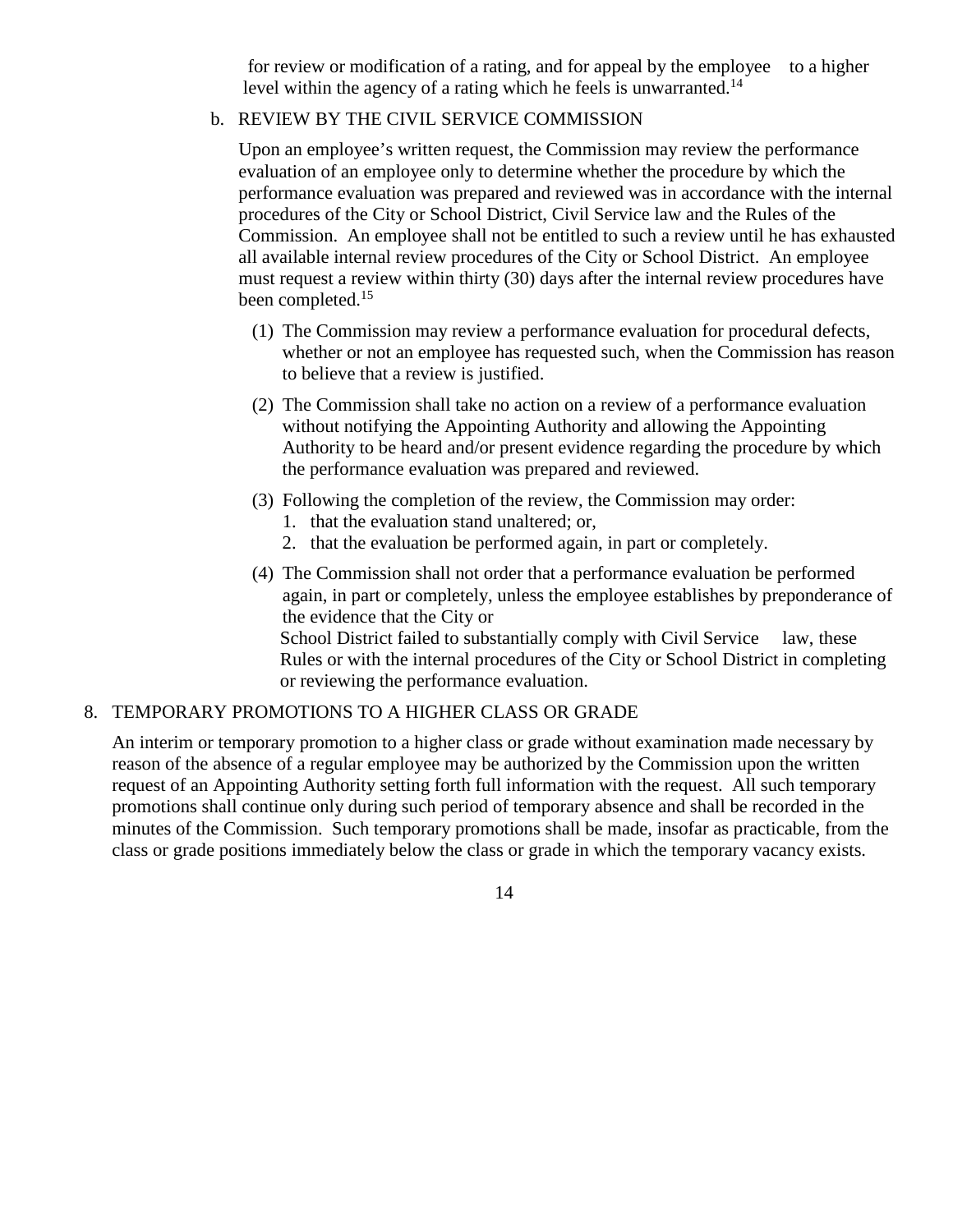for review or modification of a rating, and for appeal by the employee to a higher level within the agency of a rating which he feels is unwarranted.[14]

b. REVIEW BY THE CIVIL SERVICE COMMISSION

Upon an employee's written request, the Commission may review the performance evaluation of an employee only to determine whether the procedure by which the performance evaluation was prepared and reviewed was in accordance with the internal procedures of the City or School District, Civil Service law and the Rules of the Commission. An employee shall not be entitled to such a review until he has exhausted all available internal review procedures of the City or School District. An employee must request a review within thirty (30) days after the internal review procedures have been completed.[15]

(1) The Commission may review a performance evaluation for procedural defects, whether or not an employee has requested such, when the Commission has reason to believe that a review is justified.

(2) The Commission shall take no action on a review of a performance evaluation without notifying the Appointing Authority and allowing the Appointing Authority to be heard and/or present evidence regarding the procedure by which the performance evaluation was prepared and reviewed.

(3) Following the completion of the review, the Commission may order:
   1. that the evaluation stand unaltered; or,
   2. that the evaluation be performed again, in part or completely.

(4) The Commission shall not order that a performance evaluation be performed again, in part or completely, unless the employee establishes by preponderance of the evidence that the City or School District failed to substantially comply with Civil Service law, these Rules or with the internal procedures of the City or School District in completing or reviewing the performance evaluation.

8. TEMPORARY PROMOTIONS TO A HIGHER CLASS OR GRADE

An interim or temporary promotion to a higher class or grade without examination made necessary by reason of the absence of a regular employee may be authorized by the Commission upon the written request of an Appointing Authority setting forth full information with the request. All such temporary promotions shall continue only during such period of temporary absence and shall be recorded in the minutes of the Commission. Such temporary promotions shall be made, insofar as practicable, from the class or grade positions immediately below the class or grade in which the temporary vacancy exists.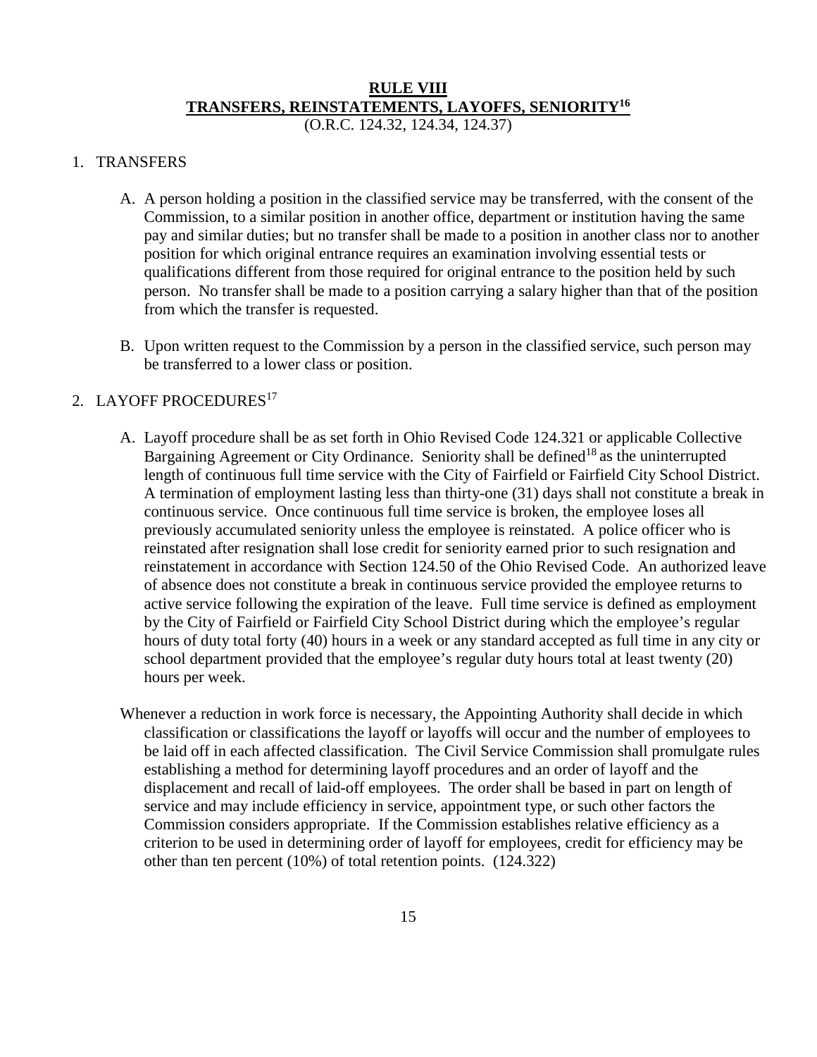# RULE VIII
## TRANSFERS, REINSTATEMENTS, LAYOFFS, SENIORITY[16]

(O.R.C. 124.32, 124.34, 124.37)

1. TRANSFERS

   A. A person holding a position in the classified service may be transferred, with the consent of the Commission, to a similar position in another office, department or institution having the same pay and similar duties; but no transfer shall be made to a position in another class nor to another position for which original entrance requires an examination involving essential tests or qualifications different from those required for original entrance to the position held by such person. No transfer shall be made to a position carrying a salary higher than that of the position from which the transfer is requested.

   B. Upon written request to the Commission by a person in the classified service, such person may be transferred to a lower class or position.

2. LAYOFF PROCEDURES[17]

   A. Layoff procedure shall be as set forth in Ohio Revised Code 124.321 or applicable Collective Bargaining Agreement or City Ordinance. Seniority shall be defined[18] as the uninterrupted length of continuous full time service with the City of Fairfield or Fairfield City School District. A termination of employment lasting less than thirty-one (31) days shall not constitute a break in continuous service. Once continuous full time service is broken, the employee loses all previously accumulated seniority unless the employee is reinstated. A police officer who is reinstated after resignation shall lose credit for seniority earned prior to such resignation and reinstatement in accordance with Section 124.50 of the Ohio Revised Code. An authorized leave of absence does not constitute a break in continuous service provided the employee returns to active service following the expiration of the leave. Full time service is defined as employment by the City of Fairfield or Fairfield City School District during which the employee's regular hours of duty total forty (40) hours in a week or any standard accepted as full time in any city or school department provided that the employee's regular duty hours total at least twenty (20) hours per week.

   Whenever a reduction in work force is necessary, the Appointing Authority shall decide in which classification or classifications the layoff or layoffs will occur and the number of employees to be laid off in each affected classification. The Civil Service Commission shall promulgate rules establishing a method for determining layoff procedures and an order of layoff and the displacement and recall of laid-off employees. The order shall be based in part on length of service and may include efficiency in service, appointment type, or such other factors the Commission considers appropriate. If the Commission establishes relative efficiency as a criterion to be used in determining order of layoff for employees, credit for efficiency may be other than ten percent (10%) of total retention points. (124.322)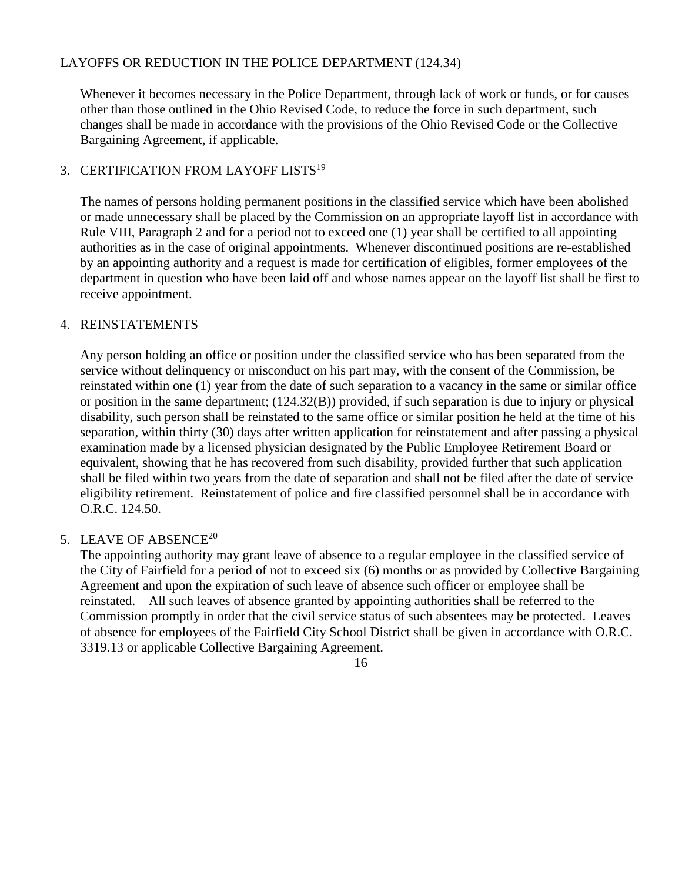LAYOFFS OR REDUCTION IN THE POLICE DEPARTMENT (124.34)

Whenever it becomes necessary in the Police Department, through lack of work or funds, or for causes other than those outlined in the Ohio Revised Code, to reduce the force in such department, such changes shall be made in accordance with the provisions of the Ohio Revised Code or the Collective Bargaining Agreement, if applicable.

3. CERTIFICATION FROM LAYOFF LISTS[19]

The names of persons holding permanent positions in the classified service which have been abolished or made unnecessary shall be placed by the Commission on an appropriate layoff list in accordance with Rule VIII, Paragraph 2 and for a period not to exceed one (1) year shall be certified to all appointing authorities as in the case of original appointments. Whenever discontinued positions are re-established by an appointing authority and a request is made for certification of eligibles, former employees of the department in question who have been laid off and whose names appear on the layoff list shall be first to receive appointment.

4. REINSTATEMENTS

Any person holding an office or position under the classified service who has been separated from the service without delinquency or misconduct on his part may, with the consent of the Commission, be reinstated within one (1) year from the date of such separation to a vacancy in the same or similar office or position in the same department; (124.32(B)) provided, if such separation is due to injury or physical disability, such person shall be reinstated to the same office or similar position he held at the time of his separation, within thirty (30) days after written application for reinstatement and after passing a physical examination made by a licensed physician designated by the Public Employee Retirement Board or equivalent, showing that he has recovered from such disability, provided further that such application shall be filed within two years from the date of separation and shall not be filed after the date of service eligibility retirement. Reinstatement of police and fire classified personnel shall be in accordance with O.R.C. 124.50.

5. LEAVE OF ABSENCE[20]

The appointing authority may grant leave of absence to a regular employee in the classified service of the City of Fairfield for a period of not to exceed six (6) months or as provided by Collective Bargaining Agreement and upon the expiration of such leave of absence such officer or employee shall be reinstated. All such leaves of absence granted by appointing authorities shall be referred to the Commission promptly in order that the civil service status of such absentees may be protected. Leaves of absence for employees of the Fairfield City School District shall be given in accordance with O.R.C. 3319.13 or applicable Collective Bargaining Agreement.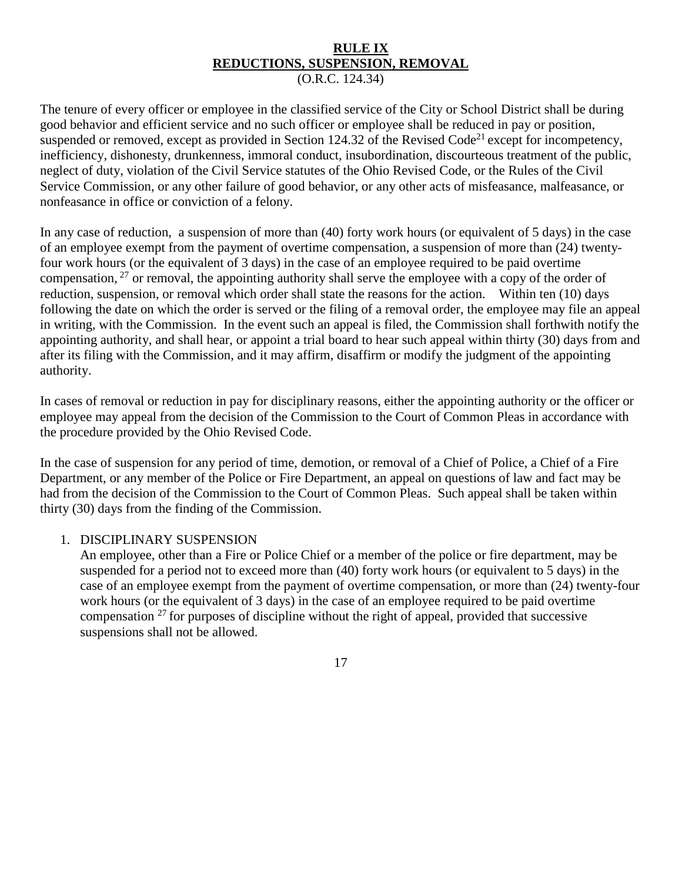# RULE IX
## REDUCTIONS, SUSPENSION, REMOVAL
(O.R.C. 124.34)

The tenure of every officer or employee in the classified service of the City or School District shall be during good behavior and efficient service and no such officer or employee shall be reduced in pay or position, suspended or removed, except as provided in Section 124.32 of the Revised Code[21] except for incompetency, inefficiency, dishonesty, drunkenness, immoral conduct, insubordination, discourteous treatment of the public, neglect of duty, violation of the Civil Service statutes of the Ohio Revised Code, or the Rules of the Civil Service Commission, or any other failure of good behavior, or any other acts of misfeasance, malfeasance, or nonfeasance in office or conviction of a felony.

In any case of reduction, a suspension of more than (40) forty work hours (or equivalent of 5 days) in the case of an employee exempt from the payment of overtime compensation, a suspension of more than (24) twenty-four work hours (or the equivalent of 3 days) in the case of an employee required to be paid overtime compensation, [27] or removal, the appointing authority shall serve the employee with a copy of the order of reduction, suspension, or removal which order shall state the reasons for the action. Within ten (10) days following the date on which the order is served or the filing of a removal order, the employee may file an appeal in writing, with the Commission. In the event such an appeal is filed, the Commission shall forthwith notify the appointing authority, and shall hear, or appoint a trial board to hear such appeal within thirty (30) days from and after its filing with the Commission, and it may affirm, disaffirm or modify the judgment of the appointing authority.

In cases of removal or reduction in pay for disciplinary reasons, either the appointing authority or the officer or employee may appeal from the decision of the Commission to the Court of Common Pleas in accordance with the procedure provided by the Ohio Revised Code.

In the case of suspension for any period of time, demotion, or removal of a Chief of Police, a Chief of a Fire Department, or any member of the Police or Fire Department, an appeal on questions of law and fact may be had from the decision of the Commission to the Court of Common Pleas. Such appeal shall be taken within thirty (30) days from the finding of the Commission.

1. DISCIPLINARY SUSPENSION
   An employee, other than a Fire or Police Chief or a member of the police or fire department, may be suspended for a period not to exceed more than (40) forty work hours (or equivalent to 5 days) in the case of an employee exempt from the payment of overtime compensation, or more than (24) twenty-four work hours (or the equivalent of 3 days) in the case of an employee required to be paid overtime compensation [27] for purposes of discipline without the right of appeal, provided that successive suspensions shall not be allowed.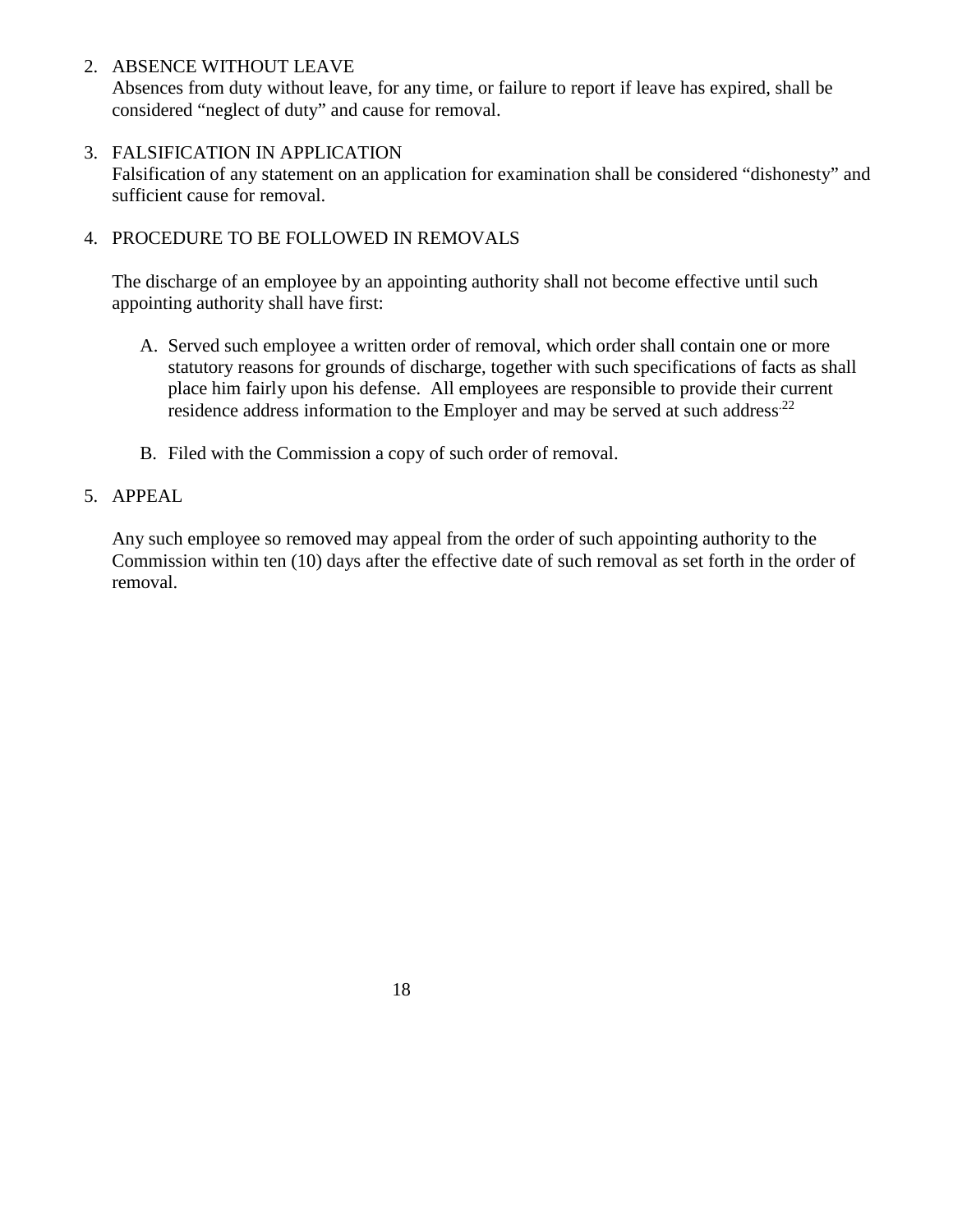2. ABSENCE WITHOUT LEAVE
   Absences from duty without leave, for any time, or failure to report if leave has expired, shall be considered "neglect of duty" and cause for removal.

3. FALSIFICATION IN APPLICATION
   Falsification of any statement on an application for examination shall be considered "dishonesty" and sufficient cause for removal.

4. PROCEDURE TO BE FOLLOWED IN REMOVALS

   The discharge of an employee by an appointing authority shall not become effective until such appointing authority shall have first:

   A. Served such employee a written order of removal, which order shall contain one or more statutory reasons for grounds of discharge, together with such specifications of facts as shall place him fairly upon his defense. All employees are responsible to provide their current residence address information to the Employer and may be served at such address.[22]

   B. Filed with the Commission a copy of such order of removal.

5. APPEAL

   Any such employee so removed may appeal from the order of such appointing authority to the Commission within ten (10) days after the effective date of such removal as set forth in the order of removal.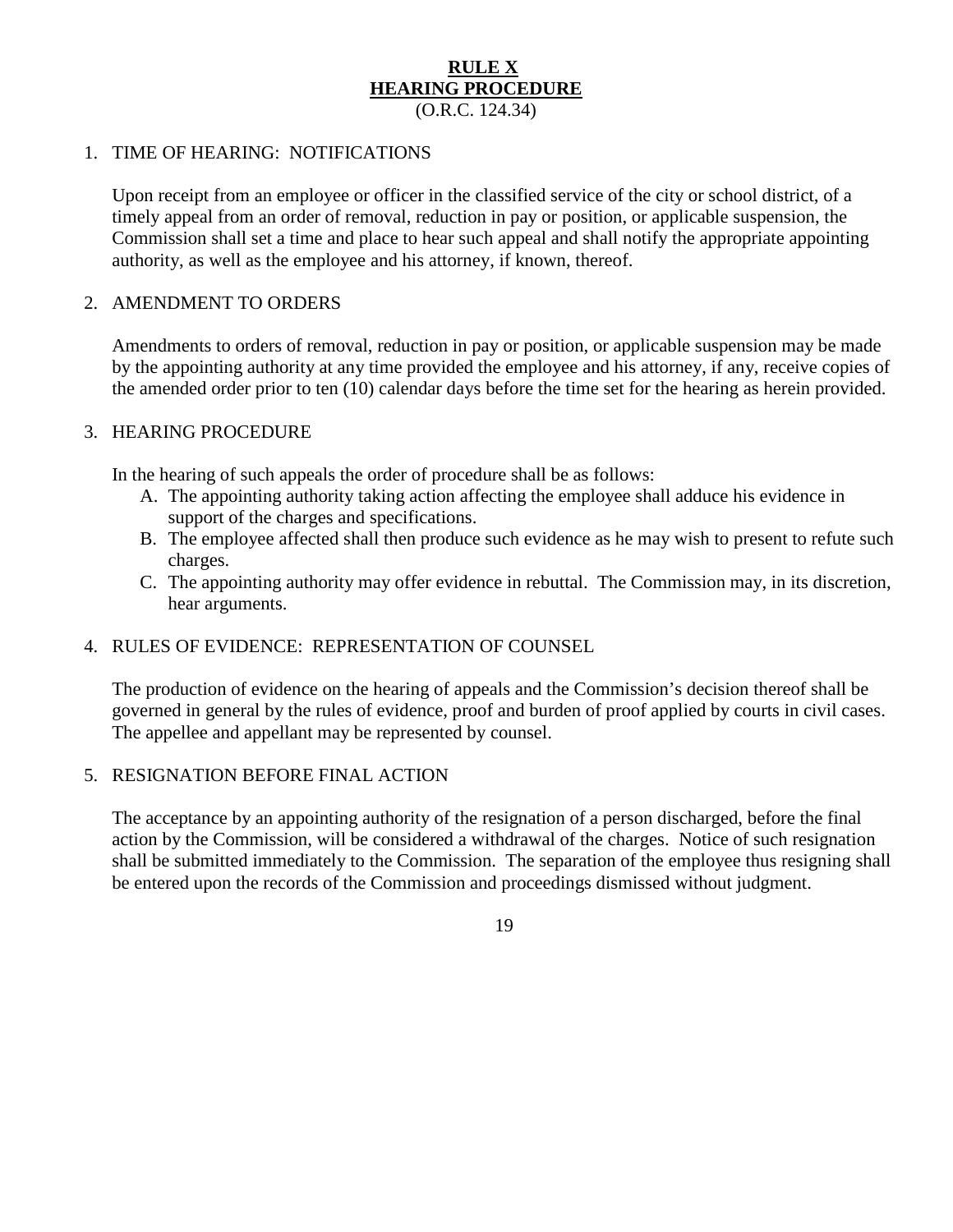# RULE X
# HEARING PROCEDURE
(O.R.C. 124.34)

1. TIME OF HEARING: NOTIFICATIONS

   Upon receipt from an employee or officer in the classified service of the city or school district, of a timely appeal from an order of removal, reduction in pay or position, or applicable suspension, the Commission shall set a time and place to hear such appeal and shall notify the appropriate appointing authority, as well as the employee and his attorney, if known, thereof.

2. AMENDMENT TO ORDERS

   Amendments to orders of removal, reduction in pay or position, or applicable suspension may be made by the appointing authority at any time provided the employee and his attorney, if any, receive copies of the amended order prior to ten (10) calendar days before the time set for the hearing as herein provided.

3. HEARING PROCEDURE

   In the hearing of such appeals the order of procedure shall be as follows:

   A. The appointing authority taking action affecting the employee shall adduce his evidence in support of the charges and specifications.
   B. The employee affected shall then produce such evidence as he may wish to present to refute such charges.
   C. The appointing authority may offer evidence in rebuttal. The Commission may, in its discretion, hear arguments.

4. RULES OF EVIDENCE: REPRESENTATION OF COUNSEL

   The production of evidence on the hearing of appeals and the Commission's decision thereof shall be governed in general by the rules of evidence, proof and burden of proof applied by courts in civil cases. The appellee and appellant may be represented by counsel.

5. RESIGNATION BEFORE FINAL ACTION

   The acceptance by an appointing authority of the resignation of a person discharged, before the final action by the Commission, will be considered a withdrawal of the charges. Notice of such resignation shall be submitted immediately to the Commission. The separation of the employee thus resigning shall be entered upon the records of the Commission and proceedings dismissed without judgment.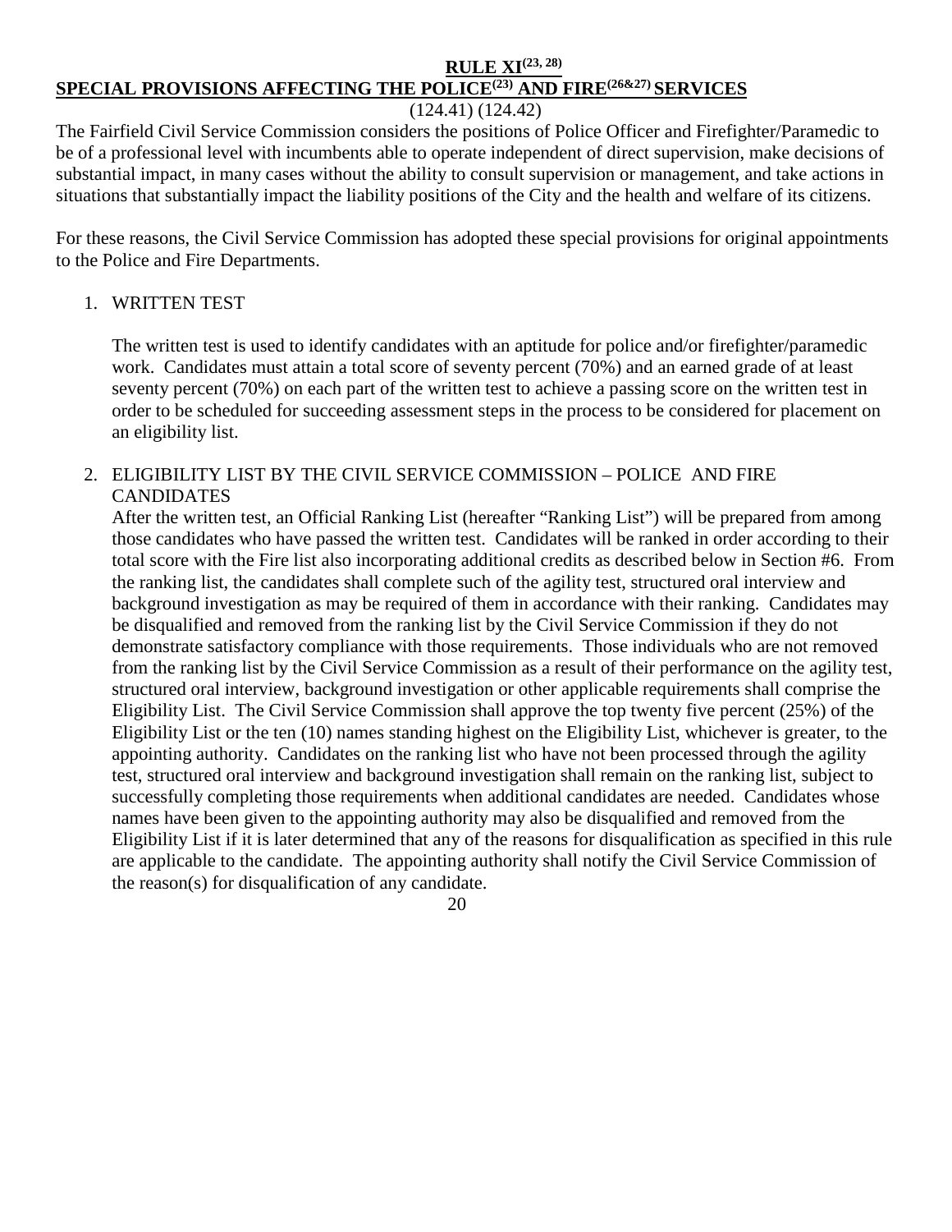# RULE XI[23, 28]

## SPECIAL PROVISIONS AFFECTING THE POLICE[23] AND FIRE[26&27] SERVICES

(124.41) (124.42)

The Fairfield Civil Service Commission considers the positions of Police Officer and Firefighter/Paramedic to be of a professional level with incumbents able to operate independent of direct supervision, make decisions of substantial impact, in many cases without the ability to consult supervision or management, and take actions in situations that substantially impact the liability positions of the City and the health and welfare of its citizens.

For these reasons, the Civil Service Commission has adopted these special provisions for original appointments to the Police and Fire Departments.

1. WRITTEN TEST

   The written test is used to identify candidates with an aptitude for police and/or firefighter/paramedic work. Candidates must attain a total score of seventy percent (70%) and an earned grade of at least seventy percent (70%) on each part of the written test to achieve a passing score on the written test in order to be scheduled for succeeding assessment steps in the process to be considered for placement on an eligibility list.

2. ELIGIBILITY LIST BY THE CIVIL SERVICE COMMISSION – POLICE AND FIRE CANDIDATES

   After the written test, an Official Ranking List (hereafter "Ranking List") will be prepared from among those candidates who have passed the written test. Candidates will be ranked in order according to their total score with the Fire list also incorporating additional credits as described below in Section #6. From the ranking list, the candidates shall complete such of the agility test, structured oral interview and background investigation as may be required of them in accordance with their ranking. Candidates may be disqualified and removed from the ranking list by the Civil Service Commission if they do not demonstrate satisfactory compliance with those requirements. Those individuals who are not removed from the ranking list by the Civil Service Commission as a result of their performance on the agility test, structured oral interview, background investigation or other applicable requirements shall comprise the Eligibility List. The Civil Service Commission shall approve the top twenty five percent (25%) of the Eligibility List or the ten (10) names standing highest on the Eligibility List, whichever is greater, to the appointing authority. Candidates on the ranking list who have not been processed through the agility test, structured oral interview and background investigation shall remain on the ranking list, subject to successfully completing those requirements when additional candidates are needed. Candidates whose names have been given to the appointing authority may also be disqualified and removed from the Eligibility List if it is later determined that any of the reasons for disqualification as specified in this rule are applicable to the candidate. The appointing authority shall notify the Civil Service Commission of the reason(s) for disqualification of any candidate.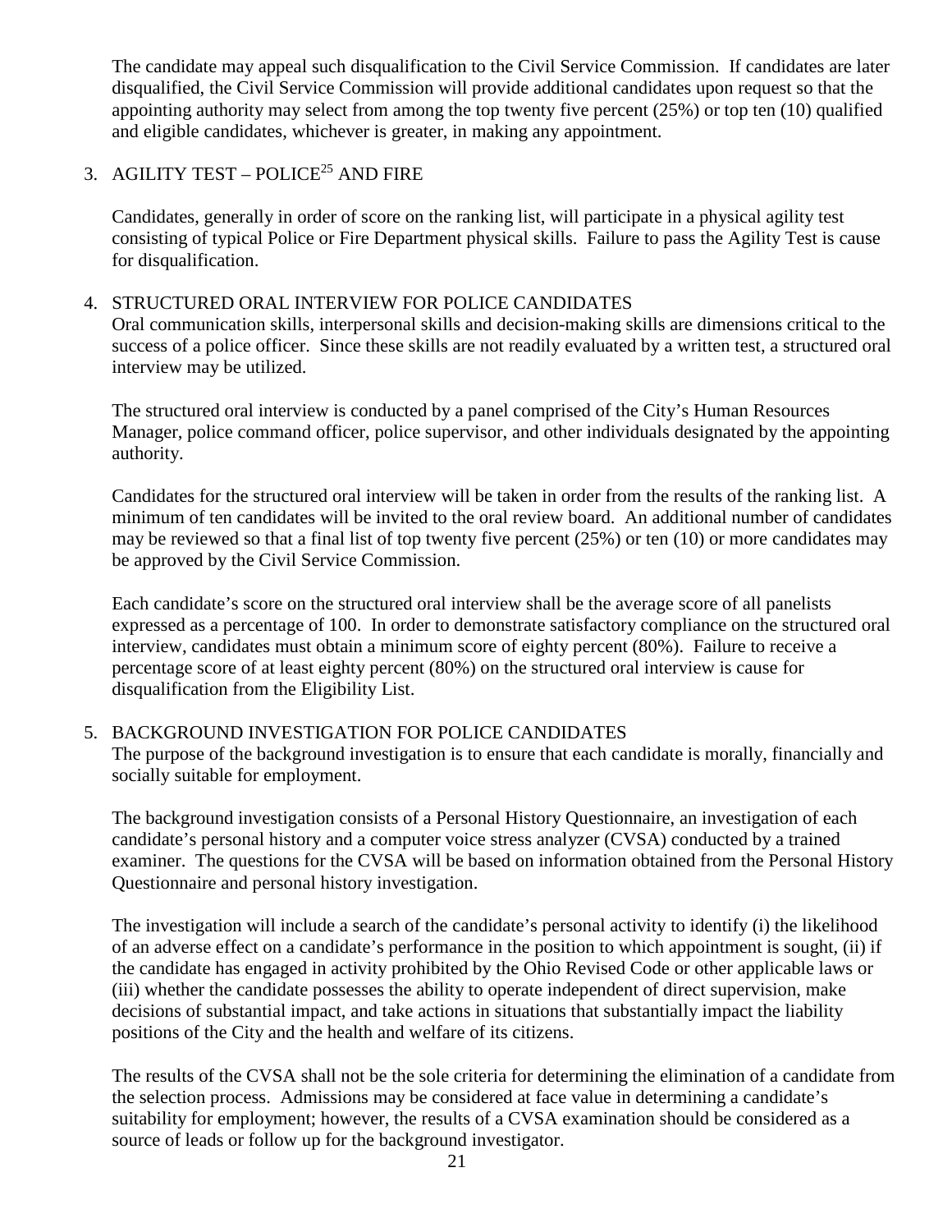The candidate may appeal such disqualification to the Civil Service Commission. If candidates are later disqualified, the Civil Service Commission will provide additional candidates upon request so that the appointing authority may select from among the top twenty five percent (25%) or top ten (10) qualified and eligible candidates, whichever is greater, in making any appointment.

3. AGILITY TEST – POLICE[25] AND FIRE

   Candidates, generally in order of score on the ranking list, will participate in a physical agility test consisting of typical Police or Fire Department physical skills. Failure to pass the Agility Test is cause for disqualification.

4. STRUCTURED ORAL INTERVIEW FOR POLICE CANDIDATES

   Oral communication skills, interpersonal skills and decision-making skills are dimensions critical to the success of a police officer. Since these skills are not readily evaluated by a written test, a structured oral interview may be utilized.

   The structured oral interview is conducted by a panel comprised of the City's Human Resources Manager, police command officer, police supervisor, and other individuals designated by the appointing authority.

   Candidates for the structured oral interview will be taken in order from the results of the ranking list. A minimum of ten candidates will be invited to the oral review board. An additional number of candidates may be reviewed so that a final list of top twenty five percent (25%) or ten (10) or more candidates may be approved by the Civil Service Commission.

   Each candidate's score on the structured oral interview shall be the average score of all panelists expressed as a percentage of 100. In order to demonstrate satisfactory compliance on the structured oral interview, candidates must obtain a minimum score of eighty percent (80%). Failure to receive a percentage score of at least eighty percent (80%) on the structured oral interview is cause for disqualification from the Eligibility List.

5. BACKGROUND INVESTIGATION FOR POLICE CANDIDATES

   The purpose of the background investigation is to ensure that each candidate is morally, financially and socially suitable for employment.

   The background investigation consists of a Personal History Questionnaire, an investigation of each candidate's personal history and a computer voice stress analyzer (CVSA) conducted by a trained examiner. The questions for the CVSA will be based on information obtained from the Personal History Questionnaire and personal history investigation.

   The investigation will include a search of the candidate's personal activity to identify (i) the likelihood of an adverse effect on a candidate's performance in the position to which appointment is sought, (ii) if the candidate has engaged in activity prohibited by the Ohio Revised Code or other applicable laws or (iii) whether the candidate possesses the ability to operate independent of direct supervision, make decisions of substantial impact, and take actions in situations that substantially impact the liability positions of the City and the health and welfare of its citizens.

   The results of the CVSA shall not be the sole criteria for determining the elimination of a candidate from the selection process. Admissions may be considered at face value in determining a candidate's suitability for employment; however, the results of a CVSA examination should be considered as a source of leads or follow up for the background investigator.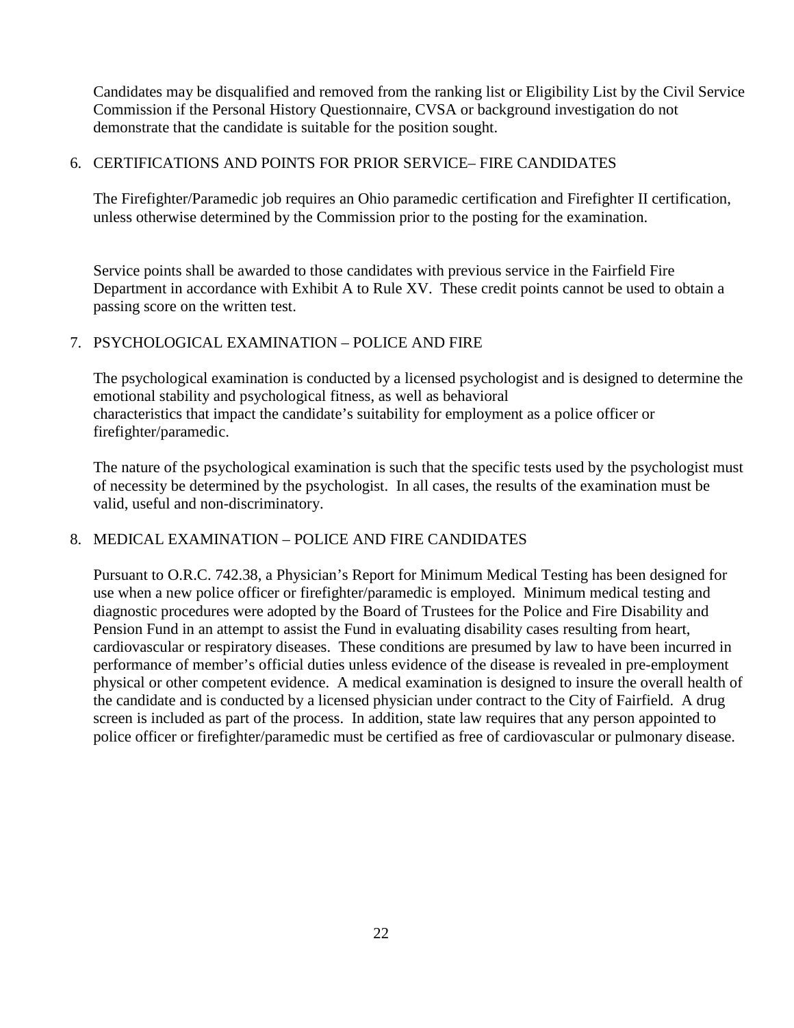Candidates may be disqualified and removed from the ranking list or Eligibility List by the Civil Service Commission if the Personal History Questionnaire, CVSA or background investigation do not demonstrate that the candidate is suitable for the position sought.

6. CERTIFICATIONS AND POINTS FOR PRIOR SERVICE– FIRE CANDIDATES

   The Firefighter/Paramedic job requires an Ohio paramedic certification and Firefighter II certification, unless otherwise determined by the Commission prior to the posting for the examination.

   Service points shall be awarded to those candidates with previous service in the Fairfield Fire Department in accordance with Exhibit A to Rule XV. These credit points cannot be used to obtain a passing score on the written test.

7. PSYCHOLOGICAL EXAMINATION – POLICE AND FIRE

   The psychological examination is conducted by a licensed psychologist and is designed to determine the emotional stability and psychological fitness, as well as behavioral characteristics that impact the candidate's suitability for employment as a police officer or firefighter/paramedic.

   The nature of the psychological examination is such that the specific tests used by the psychologist must of necessity be determined by the psychologist. In all cases, the results of the examination must be valid, useful and non-discriminatory.

8. MEDICAL EXAMINATION – POLICE AND FIRE CANDIDATES

   Pursuant to O.R.C. 742.38, a Physician's Report for Minimum Medical Testing has been designed for use when a new police officer or firefighter/paramedic is employed. Minimum medical testing and diagnostic procedures were adopted by the Board of Trustees for the Police and Fire Disability and Pension Fund in an attempt to assist the Fund in evaluating disability cases resulting from heart, cardiovascular or respiratory diseases. These conditions are presumed by law to have been incurred in performance of member's official duties unless evidence of the disease is revealed in pre-employment physical or other competent evidence. A medical examination is designed to insure the overall health of the candidate and is conducted by a licensed physician under contract to the City of Fairfield. A drug screen is included as part of the process. In addition, state law requires that any person appointed to police officer or firefighter/paramedic must be certified as free of cardiovascular or pulmonary disease.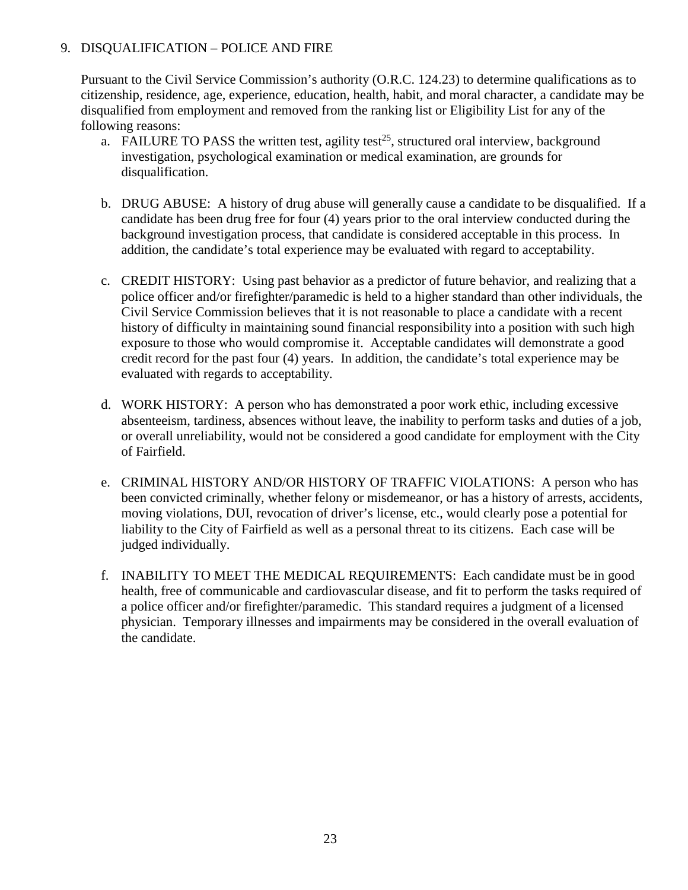9. DISQUALIFICATION – POLICE AND FIRE

Pursuant to the Civil Service Commission's authority (O.R.C. 124.23) to determine qualifications as to citizenship, residence, age, experience, education, health, habit, and moral character, a candidate may be disqualified from employment and removed from the ranking list or Eligibility List for any of the following reasons:

a. FAILURE TO PASS the written test, agility test[25], structured oral interview, background investigation, psychological examination or medical examination, are grounds for disqualification.

b. DRUG ABUSE: A history of drug abuse will generally cause a candidate to be disqualified. If a candidate has been drug free for four (4) years prior to the oral interview conducted during the background investigation process, that candidate is considered acceptable in this process. In addition, the candidate's total experience may be evaluated with regard to acceptability.

c. CREDIT HISTORY: Using past behavior as a predictor of future behavior, and realizing that a police officer and/or firefighter/paramedic is held to a higher standard than other individuals, the Civil Service Commission believes that it is not reasonable to place a candidate with a recent history of difficulty in maintaining sound financial responsibility into a position with such high exposure to those who would compromise it. Acceptable candidates will demonstrate a good credit record for the past four (4) years. In addition, the candidate's total experience may be evaluated with regards to acceptability.

d. WORK HISTORY: A person who has demonstrated a poor work ethic, including excessive absenteeism, tardiness, absences without leave, the inability to perform tasks and duties of a job, or overall unreliability, would not be considered a good candidate for employment with the City of Fairfield.

e. CRIMINAL HISTORY AND/OR HISTORY OF TRAFFIC VIOLATIONS: A person who has been convicted criminally, whether felony or misdemeanor, or has a history of arrests, accidents, moving violations, DUI, revocation of driver's license, etc., would clearly pose a potential for liability to the City of Fairfield as well as a personal threat to its citizens. Each case will be judged individually.

f. INABILITY TO MEET THE MEDICAL REQUIREMENTS: Each candidate must be in good health, free of communicable and cardiovascular disease, and fit to perform the tasks required of a police officer and/or firefighter/paramedic. This standard requires a judgment of a licensed physician. Temporary illnesses and impairments may be considered in the overall evaluation of the candidate.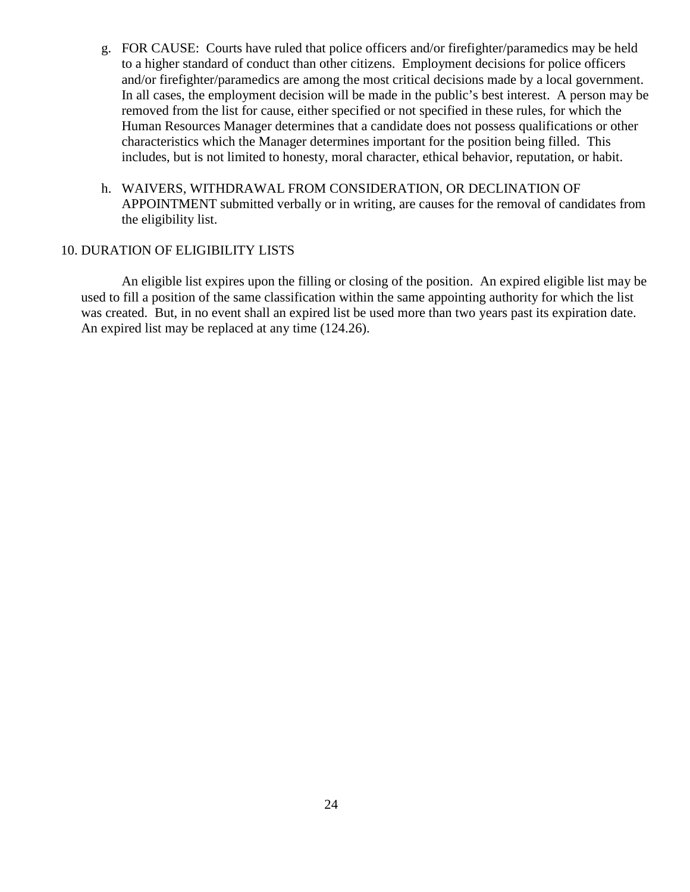g. FOR CAUSE: Courts have ruled that police officers and/or firefighter/paramedics may be held to a higher standard of conduct than other citizens. Employment decisions for police officers and/or firefighter/paramedics are among the most critical decisions made by a local government. In all cases, the employment decision will be made in the public's best interest. A person may be removed from the list for cause, either specified or not specified in these rules, for which the Human Resources Manager determines that a candidate does not possess qualifications or other characteristics which the Manager determines important for the position being filled. This includes, but is not limited to honesty, moral character, ethical behavior, reputation, or habit.

h. WAIVERS, WITHDRAWAL FROM CONSIDERATION, OR DECLINATION OF APPOINTMENT submitted verbally or in writing, are causes for the removal of candidates from the eligibility list.

10. DURATION OF ELIGIBILITY LISTS

An eligible list expires upon the filling or closing of the position. An expired eligible list may be used to fill a position of the same classification within the same appointing authority for which the list was created. But, in no event shall an expired list be used more than two years past its expiration date. An expired list may be replaced at any time (124.26).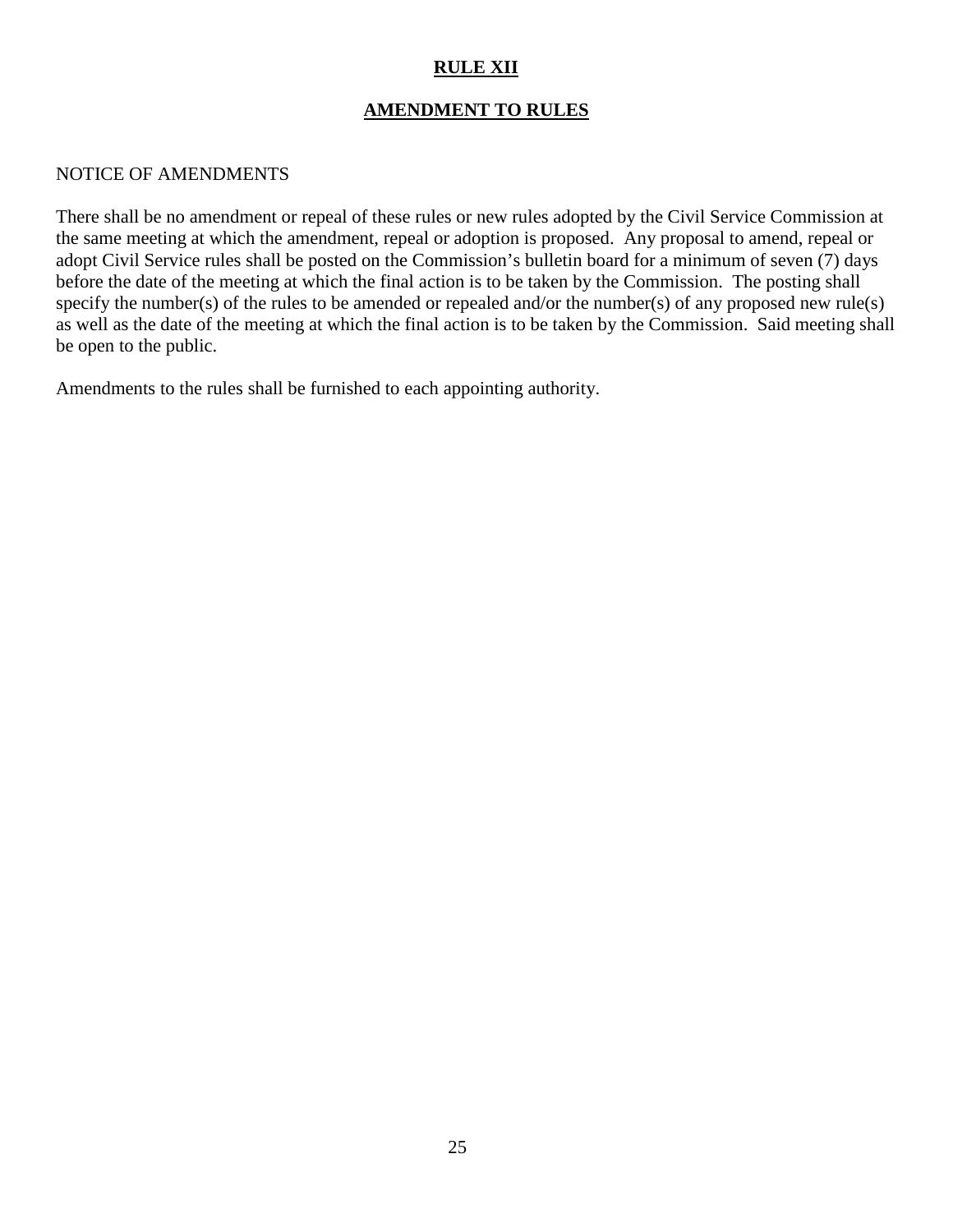# RULE XII

## AMENDMENT TO RULES

NOTICE OF AMENDMENTS

There shall be no amendment or repeal of these rules or new rules adopted by the Civil Service Commission at the same meeting at which the amendment, repeal or adoption is proposed. Any proposal to amend, repeal or adopt Civil Service rules shall be posted on the Commission's bulletin board for a minimum of seven (7) days before the date of the meeting at which the final action is to be taken by the Commission. The posting shall specify the number(s) of the rules to be amended or repealed and/or the number(s) of any proposed new rule(s) as well as the date of the meeting at which the final action is to be taken by the Commission. Said meeting shall be open to the public.

Amendments to the rules shall be furnished to each appointing authority.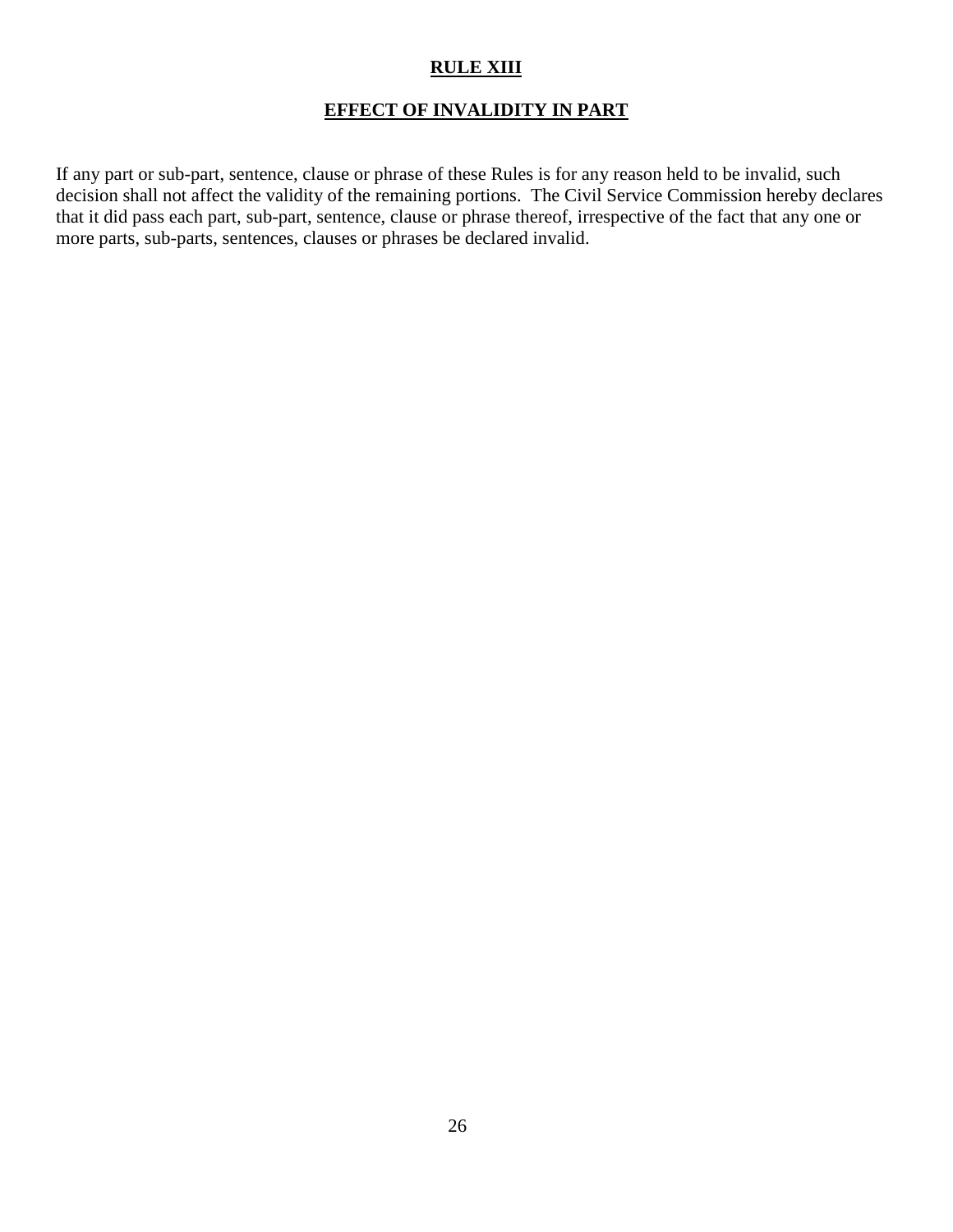# RULE XIII

## EFFECT OF INVALIDITY IN PART

If any part or sub-part, sentence, clause or phrase of these Rules is for any reason held to be invalid, such decision shall not affect the validity of the remaining portions. The Civil Service Commission hereby declares that it did pass each part, sub-part, sentence, clause or phrase thereof, irrespective of the fact that any one or more parts, sub-parts, sentences, clauses or phrases be declared invalid.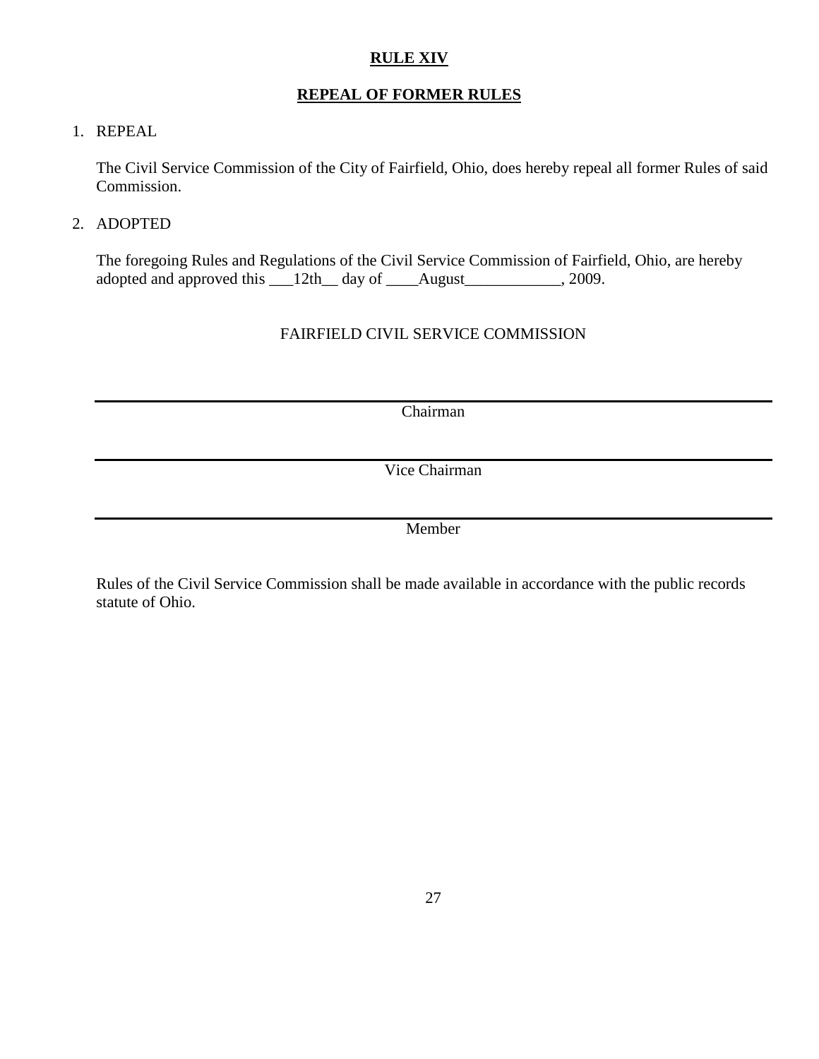# RULE XIV

## REPEAL OF FORMER RULES

1. REPEAL

   The Civil Service Commission of the City of Fairfield, Ohio, does hereby repeal all former Rules of said Commission.

2. ADOPTED

   The foregoing Rules and Regulations of the Civil Service Commission of Fairfield, Ohio, are hereby adopted and approved this ___12th__ day of ____August____________, 2009.

FAIRFIELD CIVIL SERVICE COMMISSION

______________________________________________
Chairman

______________________________________________
Vice Chairman

______________________________________________
Member

Rules of the Civil Service Commission shall be made available in accordance with the public records statute of Ohio.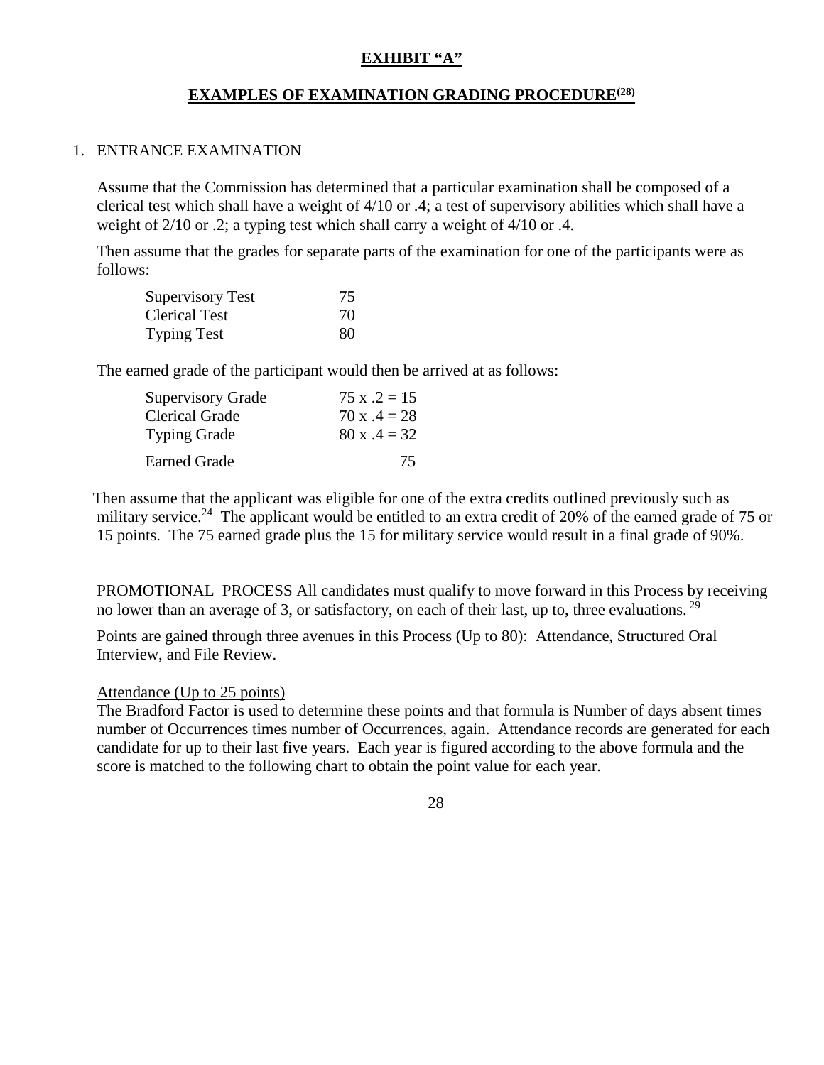**EXHIBIT "A"**

**EXAMPLES OF EXAMINATION GRADING PROCEDURE[(28)]**

1. ENTRANCE EXAMINATION

   Assume that the Commission has determined that a particular examination shall be composed of a clerical test which shall have a weight of 4/10 or .4; a test of supervisory abilities which shall have a weight of 2/10 or .2; a typing test which shall carry a weight of 4/10 or .4.

   Then assume that the grades for separate parts of the examination for one of the participants were as follows:

| | |
|---|---|
| Supervisory Test | 75 |
| Clerical Test | 70 |
| Typing Test | 80 |

   The earned grade of the participant would then be arrived at as follows:

| | |
|---|---|
| Supervisory Grade | 75 x .2 = 15 |
| Clerical Grade | 70 x .4 = 28 |
| Typing Grade | 80 x .4 = 32 |
| Earned Grade | 75 |

   Then assume that the applicant was eligible for one of the extra credits outlined previously such as military service.[24] The applicant would be entitled to an extra credit of 20% of the earned grade of 75 or 15 points. The 75 earned grade plus the 15 for military service would result in a final grade of 90%.

   PROMOTIONAL PROCESS All candidates must qualify to move forward in this Process by receiving no lower than an average of 3, or satisfactory, on each of their last, up to, three evaluations.[29]

   Points are gained through three avenues in this Process (Up to 80): Attendance, Structured Oral Interview, and File Review.

   Attendance (Up to 25 points)
   The Bradford Factor is used to determine these points and that formula is Number of days absent times number of Occurrences times number of Occurrences, again. Attendance records are generated for each candidate for up to their last five years. Each year is figured according to the above formula and the score is matched to the following chart to obtain the point value for each year.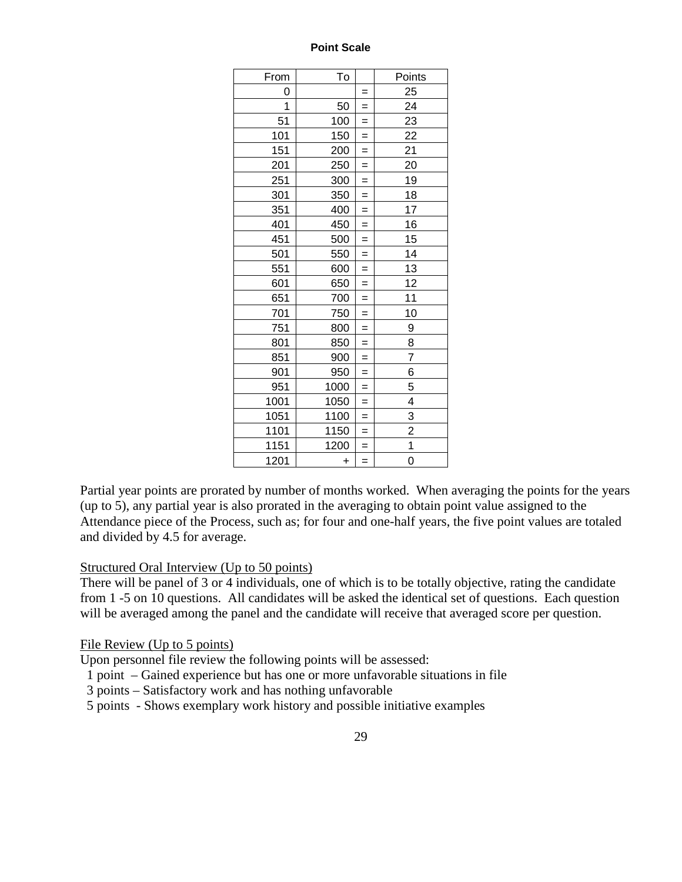**Point Scale**

| From | To | | Points |
|---|---|---|---|
| 0 | | = | 25 |
| 1 | 50 | = | 24 |
| 51 | 100 | = | 23 |
| 101 | 150 | = | 22 |
| 151 | 200 | = | 21 |
| 201 | 250 | = | 20 |
| 251 | 300 | = | 19 |
| 301 | 350 | = | 18 |
| 351 | 400 | = | 17 |
| 401 | 450 | = | 16 |
| 451 | 500 | = | 15 |
| 501 | 550 | = | 14 |
| 551 | 600 | = | 13 |
| 601 | 650 | = | 12 |
| 651 | 700 | = | 11 |
| 701 | 750 | = | 10 |
| 751 | 800 | = | 9 |
| 801 | 850 | = | 8 |
| 851 | 900 | = | 7 |
| 901 | 950 | = | 6 |
| 951 | 1000 | = | 5 |
| 1001 | 1050 | = | 4 |
| 1051 | 1100 | = | 3 |
| 1101 | 1150 | = | 2 |
| 1151 | 1200 | = | 1 |
| 1201 | + | = | 0 |

Partial year points are prorated by number of months worked. When averaging the points for the years (up to 5), any partial year is also prorated in the averaging to obtain point value assigned to the Attendance piece of the Process, such as; for four and one-half years, the five point values are totaled and divided by 4.5 for average.

Structured Oral Interview (Up to 50 points)

There will be panel of 3 or 4 individuals, one of which is to be totally objective, rating the candidate from 1 -5 on 10 questions. All candidates will be asked the identical set of questions. Each question will be averaged among the panel and the candidate will receive that averaged score per question.

File Review (Up to 5 points)

Upon personnel file review the following points will be assessed:

- 1 point – Gained experience but has one or more unfavorable situations in file
- 3 points – Satisfactory work and has nothing unfavorable
- 5 points - Shows exemplary work history and possible initiative examples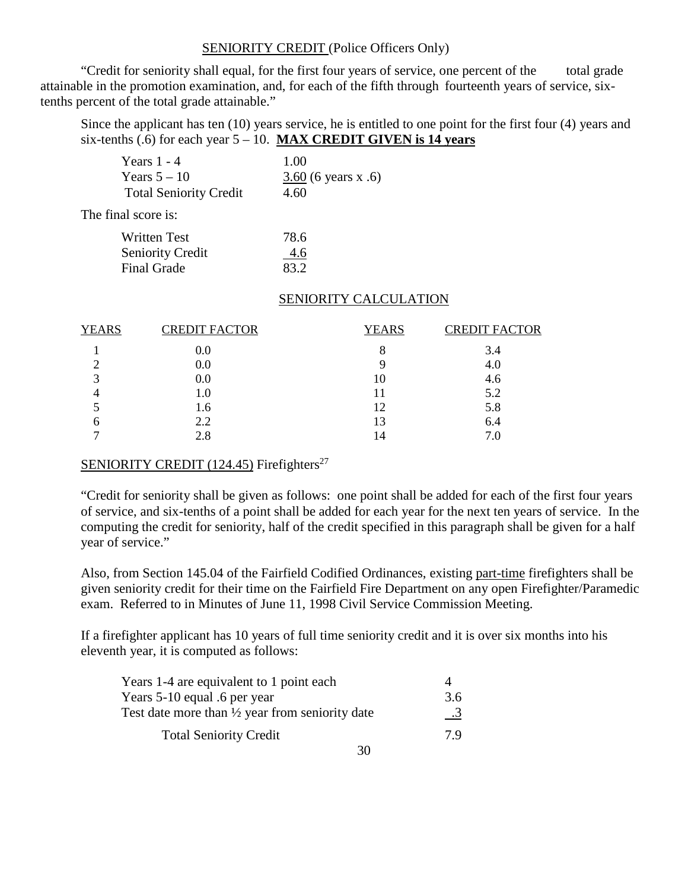## SENIORITY CREDIT (Police Officers Only)

"Credit for seniority shall equal, for the first four years of service, one percent of the total grade attainable in the promotion examination, and, for each of the fifth through fourteenth years of service, six-tenths percent of the total grade attainable."

Since the applicant has ten (10) years service, he is entitled to one point for the first four (4) years and six-tenths (.6) for each year 5 – 10. **MAX CREDIT GIVEN is 14 years**

| | |
|---|---|
| Years 1 - 4 | 1.00 |
| Years 5 – 10 | 3.60 (6 years x .6) |
| Total Seniority Credit | 4.60 |

The final score is:

| | |
|---|---|
| Written Test | 78.6 |
| Seniority Credit | 4.6 |
| Final Grade | 83.2 |

## SENIORITY CALCULATION

| YEARS | CREDIT FACTOR | YEARS | CREDIT FACTOR |
|---|---|---|---|
| 1 | 0.0 | 8 | 3.4 |
| 2 | 0.0 | 9 | 4.0 |
| 3 | 0.0 | 10 | 4.6 |
| 4 | 1.0 | 11 | 5.2 |
| 5 | 1.6 | 12 | 5.8 |
| 6 | 2.2 | 13 | 6.4 |
| 7 | 2.8 | 14 | 7.0 |

## SENIORITY CREDIT (124.45) Firefighters[27]

"Credit for seniority shall be given as follows: one point shall be added for each of the first four years of service, and six-tenths of a point shall be added for each year for the next ten years of service. In the computing the credit for seniority, half of the credit specified in this paragraph shall be given for a half year of service."

Also, from Section 145.04 of the Fairfield Codified Ordinances, existing part-time firefighters shall be given seniority credit for their time on the Fairfield Fire Department on any open Firefighter/Paramedic exam. Referred to in Minutes of June 11, 1998 Civil Service Commission Meeting.

If a firefighter applicant has 10 years of full time seniority credit and it is over six months into his eleventh year, it is computed as follows:

| | |
|---|---|
| Years 1-4 are equivalent to 1 point each | 4 |
| Years 5-10 equal .6 per year | 3.6 |
| Test date more than ½ year from seniority date | .3 |
| Total Seniority Credit | 7.9 |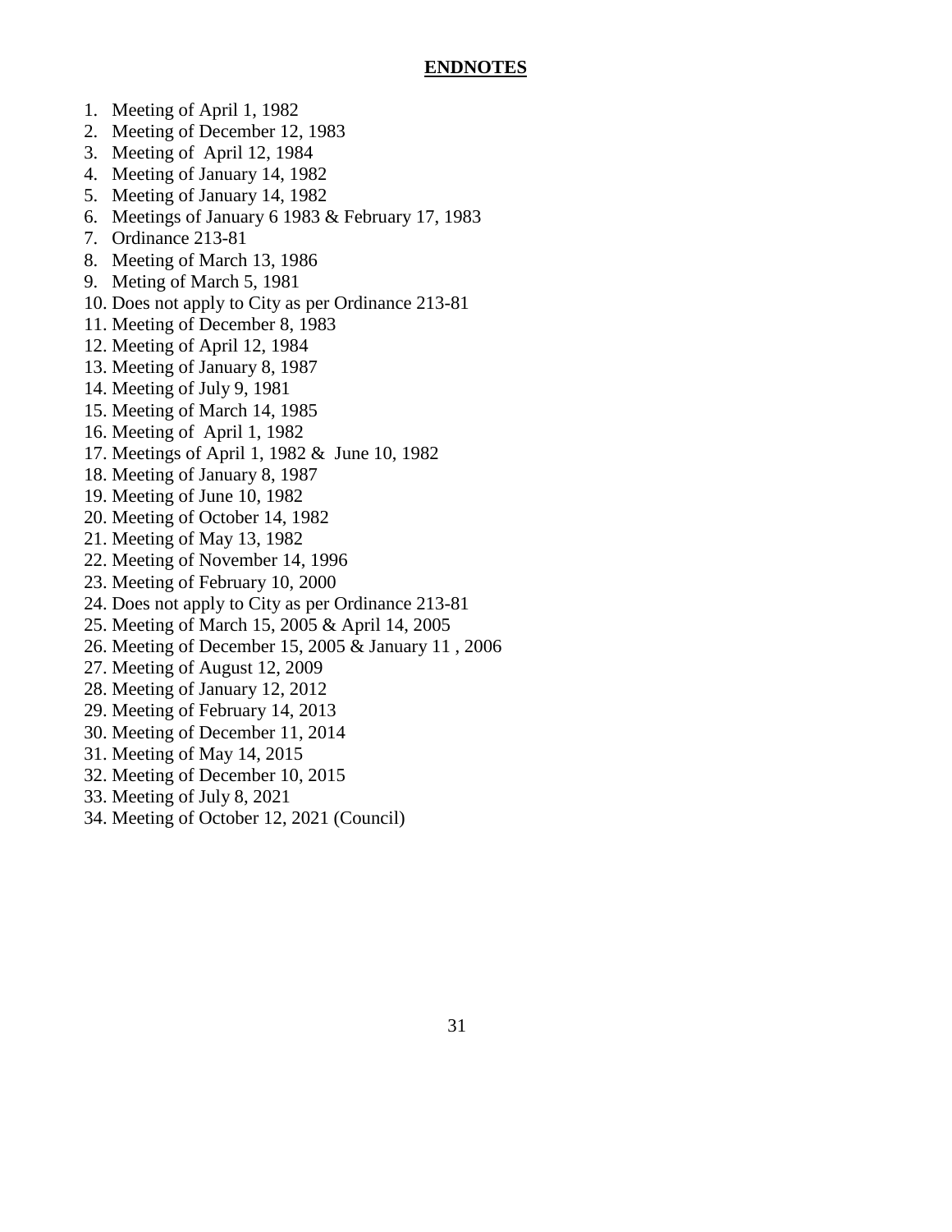## ENDNOTES

1. Meeting of April 1, 1982
2. Meeting of December 12, 1983
3. Meeting of April 12, 1984
4. Meeting of January 14, 1982
5. Meeting of January 14, 1982
6. Meetings of January 6 1983 & February 17, 1983
7. Ordinance 213-81
8. Meeting of March 13, 1986
9. Meting of March 5, 1981
10. Does not apply to City as per Ordinance 213-81
11. Meeting of December 8, 1983
12. Meeting of April 12, 1984
13. Meeting of January 8, 1987
14. Meeting of July 9, 1981
15. Meeting of March 14, 1985
16. Meeting of April 1, 1982
17. Meetings of April 1, 1982 & June 10, 1982
18. Meeting of January 8, 1987
19. Meeting of June 10, 1982
20. Meeting of October 14, 1982
21. Meeting of May 13, 1982
22. Meeting of November 14, 1996
23. Meeting of February 10, 2000
24. Does not apply to City as per Ordinance 213-81
25. Meeting of March 15, 2005 & April 14, 2005
26. Meeting of December 15, 2005 & January 11 , 2006
27. Meeting of August 12, 2009
28. Meeting of January 12, 2012
29. Meeting of February 14, 2013
30. Meeting of December 11, 2014
31. Meeting of May 14, 2015
32. Meeting of December 10, 2015
33. Meeting of July 8, 2021
34. Meeting of October 12, 2021 (Council)